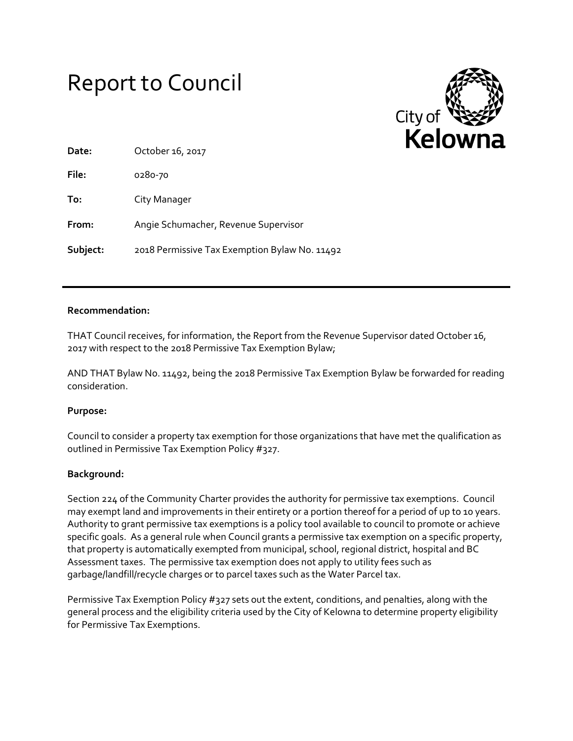# Report to Council

City of Kelowna

**Date:** October 16, 2017

**File:** 0280-70

**To:** City Manager

**From:** Angie Schumacher, Revenue Supervisor

**Subject:** 2018 Permissive Tax Exemption Bylaw No. 11492

---

**Recommendation:**

THAT Council receives, for information, the Report from the Revenue Supervisor dated October 16, 2017 with respect to the 2018 Permissive Tax Exemption Bylaw;

AND THAT Bylaw No. 11492, being the 2018 Permissive Tax Exemption Bylaw be forwarded for reading consideration.

**Purpose:**

Council to consider a property tax exemption for those organizations that have met the qualification as outlined in Permissive Tax Exemption Policy #327.

**Background:**

Section 224 of the Community Charter provides the authority for permissive tax exemptions. Council may exempt land and improvements in their entirety or a portion thereof for a period of up to 10 years. Authority to grant permissive tax exemptions is a policy tool available to council to promote or achieve specific goals. As a general rule when Council grants a permissive tax exemption on a specific property, that property is automatically exempted from municipal, school, regional district, hospital and BC Assessment taxes. The permissive tax exemption does not apply to utility fees such as garbage/landfill/recycle charges or to parcel taxes such as the Water Parcel tax.

Permissive Tax Exemption Policy #327 sets out the extent, conditions, and penalties, along with the general process and the eligibility criteria used by the City of Kelowna to determine property eligibility for Permissive Tax Exemptions.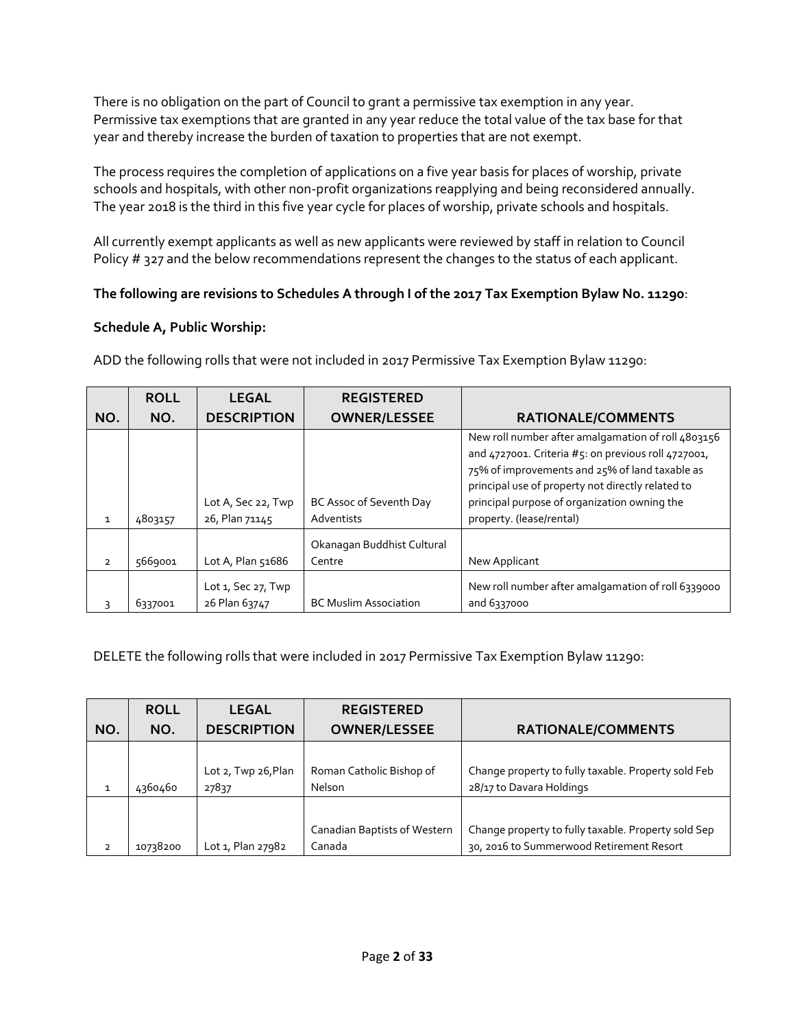There is no obligation on the part of Council to grant a permissive tax exemption in any year. Permissive tax exemptions that are granted in any year reduce the total value of the tax base for that year and thereby increase the burden of taxation to properties that are not exempt.

The process requires the completion of applications on a five year basis for places of worship, private schools and hospitals, with other non-profit organizations reapplying and being reconsidered annually. The year 2018 is the third in this five year cycle for places of worship, private schools and hospitals.

All currently exempt applicants as well as new applicants were reviewed by staff in relation to Council Policy # 327 and the below recommendations represent the changes to the status of each applicant.

**The following are revisions to Schedules A through I of the 2017 Tax Exemption Bylaw No. 11290**:

**Schedule A, Public Worship:**

ADD the following rolls that were not included in 2017 Permissive Tax Exemption Bylaw 11290:

| NO. | ROLL NO. | LEGAL DESCRIPTION | REGISTERED OWNER/LESSEE | RATIONALE/COMMENTS |
|---|---|---|---|---|
| 1 | 4803157 | Lot A, Sec 22, Twp 26, Plan 71145 | BC Assoc of Seventh Day Adventists | New roll number after amalgamation of roll 4803156 and 4727001. Criteria #5: on previous roll 4727001, 75% of improvements and 25% of land taxable as principal use of property not directly related to principal purpose of organization owning the property. (lease/rental) |
| 2 | 5669001 | Lot A, Plan 51686 | Okanagan Buddhist Cultural Centre | New Applicant |
| 3 | 6337001 | Lot 1, Sec 27, Twp 26 Plan 63747 | BC Muslim Association | New roll number after amalgamation of roll 6339000 and 6337000 |

DELETE the following rolls that were included in 2017 Permissive Tax Exemption Bylaw 11290:

| NO. | ROLL NO. | LEGAL DESCRIPTION | REGISTERED OWNER/LESSEE | RATIONALE/COMMENTS |
|---|---|---|---|---|
| 1 | 4360460 | Lot 2, Twp 26,Plan 27837 | Roman Catholic Bishop of Nelson | Change property to fully taxable. Property sold Feb 28/17 to Davara Holdings |
| 2 | 10738200 | Lot 1, Plan 27982 | Canadian Baptists of Western Canada | Change property to fully taxable. Property sold Sep 30, 2016 to Summerwood Retirement Resort |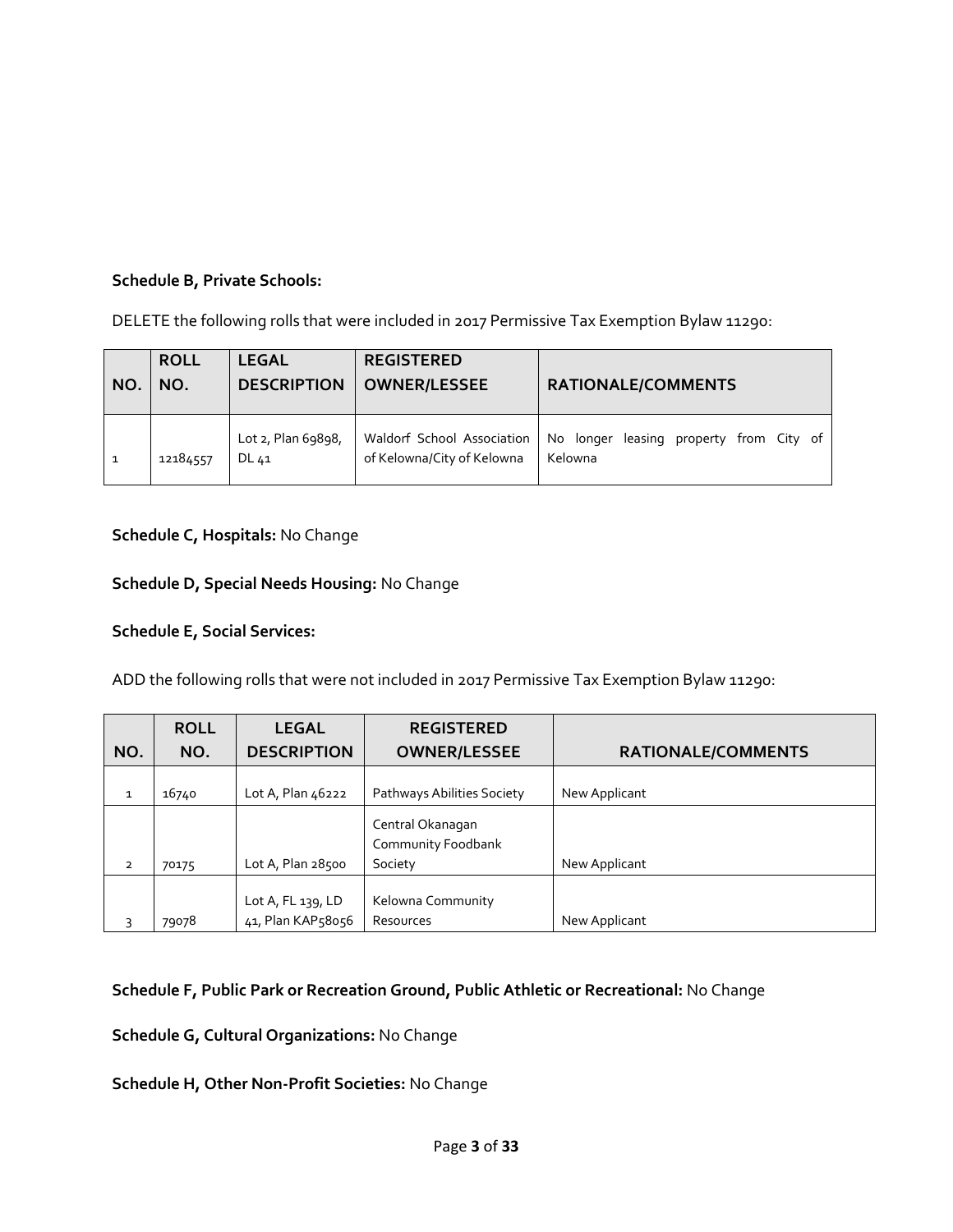**Schedule B, Private Schools:**

DELETE the following rolls that were included in 2017 Permissive Tax Exemption Bylaw 11290:

| NO. | ROLL NO. | LEGAL DESCRIPTION | REGISTERED OWNER/LESSEE | RATIONALE/COMMENTS |
|---|---|---|---|---|
| 1 | 12184557 | Lot 2, Plan 69898, DL 41 | Waldorf School Association of Kelowna/City of Kelowna | No longer leasing property from City of Kelowna |

**Schedule C, Hospitals:** No Change

**Schedule D, Special Needs Housing:** No Change

**Schedule E, Social Services:**

ADD the following rolls that were not included in 2017 Permissive Tax Exemption Bylaw 11290:

| NO. | ROLL NO. | LEGAL DESCRIPTION | REGISTERED OWNER/LESSEE | RATIONALE/COMMENTS |
|---|---|---|---|---|
| 1 | 16740 | Lot A, Plan 46222 | Pathways Abilities Society | New Applicant |
| 2 | 70175 | Lot A, Plan 28500 | Central Okanagan Community Foodbank Society | New Applicant |
| 3 | 79078 | Lot A, FL 139, LD 41, Plan KAP58056 | Kelowna Community Resources | New Applicant |

**Schedule F, Public Park or Recreation Ground, Public Athletic or Recreational:** No Change

**Schedule G, Cultural Organizations:** No Change

**Schedule H, Other Non-Profit Societies:** No Change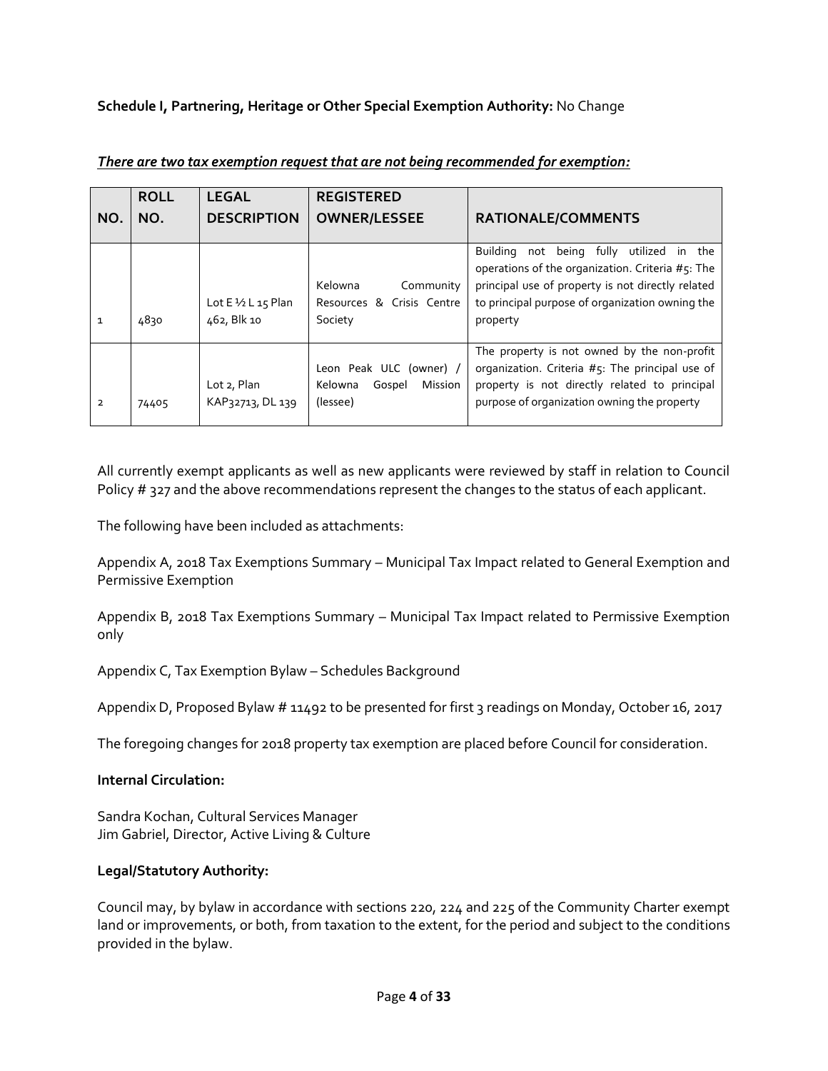**Schedule I, Partnering, Heritage or Other Special Exemption Authority:** No Change

***There are two tax exemption request that are not being recommended for exemption:***

| NO. | ROLL NO. | LEGAL DESCRIPTION | REGISTERED OWNER/LESSEE | RATIONALE/COMMENTS |
|---|---|---|---|---|
| 1 | 4830 | Lot E ½ L 15 Plan 462, Blk 10 | Kelowna Community Resources & Crisis Centre Society | Building not being fully utilized in the operations of the organization. Criteria #5: The principal use of property is not directly related to principal purpose of organization owning the property |
| 2 | 74405 | Lot 2, Plan KAP32713, DL 139 | Leon Peak ULC (owner) / Kelowna Gospel Mission (lessee) | The property is not owned by the non-profit organization. Criteria #5: The principal use of property is not directly related to principal purpose of organization owning the property |

All currently exempt applicants as well as new applicants were reviewed by staff in relation to Council Policy # 327 and the above recommendations represent the changes to the status of each applicant.

The following have been included as attachments:

Appendix A, 2018 Tax Exemptions Summary – Municipal Tax Impact related to General Exemption and Permissive Exemption

Appendix B, 2018 Tax Exemptions Summary – Municipal Tax Impact related to Permissive Exemption only

Appendix C, Tax Exemption Bylaw – Schedules Background

Appendix D, Proposed Bylaw # 11492 to be presented for first 3 readings on Monday, October 16, 2017

The foregoing changes for 2018 property tax exemption are placed before Council for consideration.

**Internal Circulation:**

Sandra Kochan, Cultural Services Manager
Jim Gabriel, Director, Active Living & Culture

**Legal/Statutory Authority:**

Council may, by bylaw in accordance with sections 220, 224 and 225 of the Community Charter exempt land or improvements, or both, from taxation to the extent, for the period and subject to the conditions provided in the bylaw.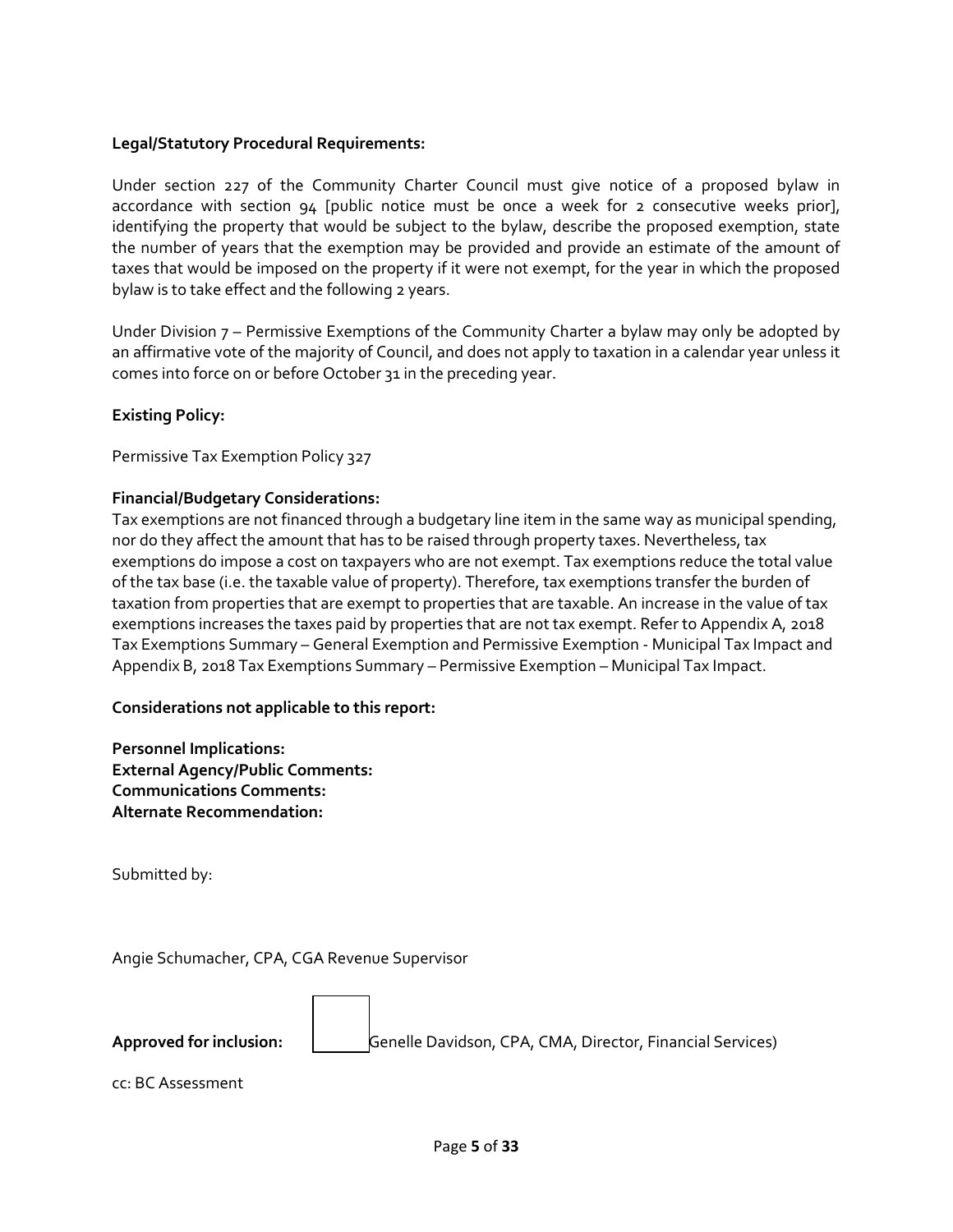**Legal/Statutory Procedural Requirements:**

Under section 227 of the Community Charter Council must give notice of a proposed bylaw in accordance with section 94 [public notice must be once a week for 2 consecutive weeks prior], identifying the property that would be subject to the bylaw, describe the proposed exemption, state the number of years that the exemption may be provided and provide an estimate of the amount of taxes that would be imposed on the property if it were not exempt, for the year in which the proposed bylaw is to take effect and the following 2 years.

Under Division 7 – Permissive Exemptions of the Community Charter a bylaw may only be adopted by an affirmative vote of the majority of Council, and does not apply to taxation in a calendar year unless it comes into force on or before October 31 in the preceding year.

**Existing Policy:**

Permissive Tax Exemption Policy 327

**Financial/Budgetary Considerations:**

Tax exemptions are not financed through a budgetary line item in the same way as municipal spending, nor do they affect the amount that has to be raised through property taxes. Nevertheless, tax exemptions do impose a cost on taxpayers who are not exempt. Tax exemptions reduce the total value of the tax base (i.e. the taxable value of property). Therefore, tax exemptions transfer the burden of taxation from properties that are exempt to properties that are taxable. An increase in the value of tax exemptions increases the taxes paid by properties that are not tax exempt. Refer to Appendix A, 2018 Tax Exemptions Summary – General Exemption and Permissive Exemption - Municipal Tax Impact and Appendix B, 2018 Tax Exemptions Summary – Permissive Exemption – Municipal Tax Impact.

**Considerations not applicable to this report:**

**Personnel Implications:**
**External Agency/Public Comments:**
**Communications Comments:**
**Alternate Recommendation:**

Submitted by:

Angie Schumacher, CPA, CGA Revenue Supervisor

**Approved for inclusion:** Genelle Davidson, CPA, CMA, Director, Financial Services)

cc: BC Assessment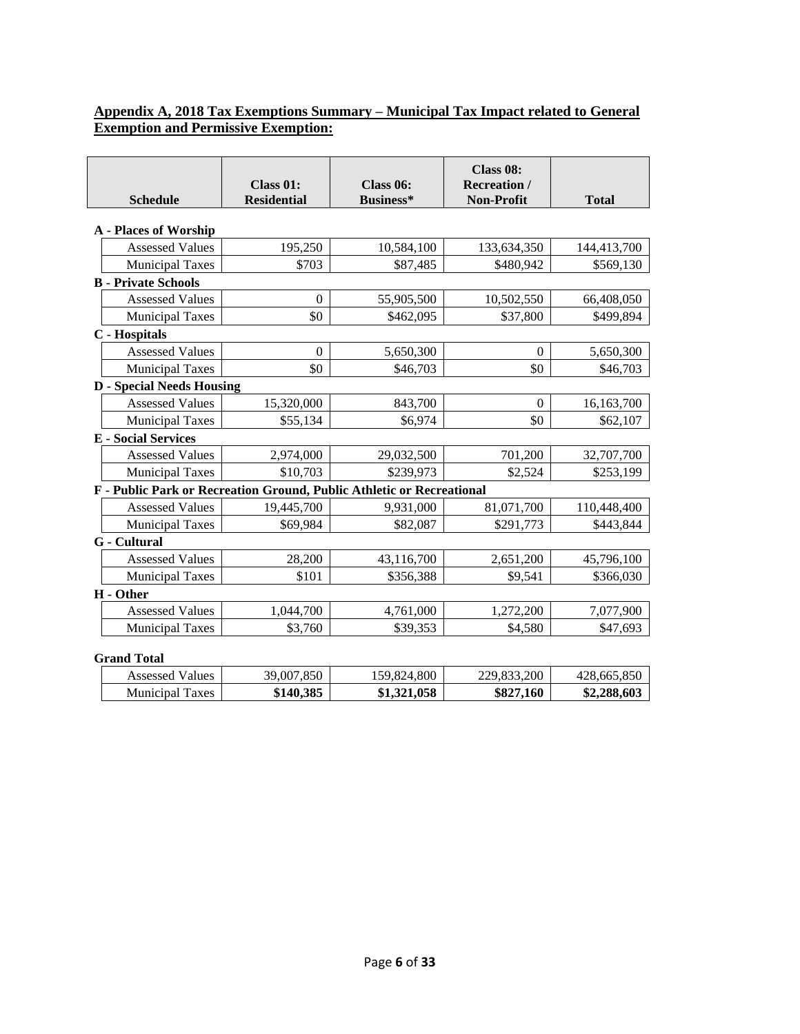**Appendix A, 2018 Tax Exemptions Summary – Municipal Tax Impact related to General Exemption and Permissive Exemption:**

| Schedule | Class 01: Residential | Class 06: Business* | Class 08: Recreation / Non-Profit | Total |
|---|---|---|---|---|
| **A - Places of Worship** | | | | |
| Assessed Values | 195,250 | 10,584,100 | 133,634,350 | 144,413,700 |
| Municipal Taxes | $703 | $87,485 | $480,942 | $569,130 |
| **B - Private Schools** | | | | |
| Assessed Values | 0 | 55,905,500 | 10,502,550 | 66,408,050 |
| Municipal Taxes | $0 | $462,095 | $37,800 | $499,894 |
| **C - Hospitals** | | | | |
| Assessed Values | 0 | 5,650,300 | 0 | 5,650,300 |
| Municipal Taxes | $0 | $46,703 | $0 | $46,703 |
| **D - Special Needs Housing** | | | | |
| Assessed Values | 15,320,000 | 843,700 | 0 | 16,163,700 |
| Municipal Taxes | $55,134 | $6,974 | $0 | $62,107 |
| **E - Social Services** | | | | |
| Assessed Values | 2,974,000 | 29,032,500 | 701,200 | 32,707,700 |
| Municipal Taxes | $10,703 | $239,973 | $2,524 | $253,199 |
| **F - Public Park or Recreation Ground, Public Athletic or Recreational** | | | | |
| Assessed Values | 19,445,700 | 9,931,000 | 81,071,700 | 110,448,400 |
| Municipal Taxes | $69,984 | $82,087 | $291,773 | $443,844 |
| **G - Cultural** | | | | |
| Assessed Values | 28,200 | 43,116,700 | 2,651,200 | 45,796,100 |
| Municipal Taxes | $101 | $356,388 | $9,541 | $366,030 |
| **H - Other** | | | | |
| Assessed Values | 1,044,700 | 4,761,000 | 1,272,200 | 7,077,900 |
| Municipal Taxes | $3,760 | $39,353 | $4,580 | $47,693 |
| **Grand Total** | | | | |
| Assessed Values | 39,007,850 | 159,824,800 | 229,833,200 | 428,665,850 |
| Municipal Taxes | **$140,385** | **$1,321,058** | **$827,160** | **$2,288,603** |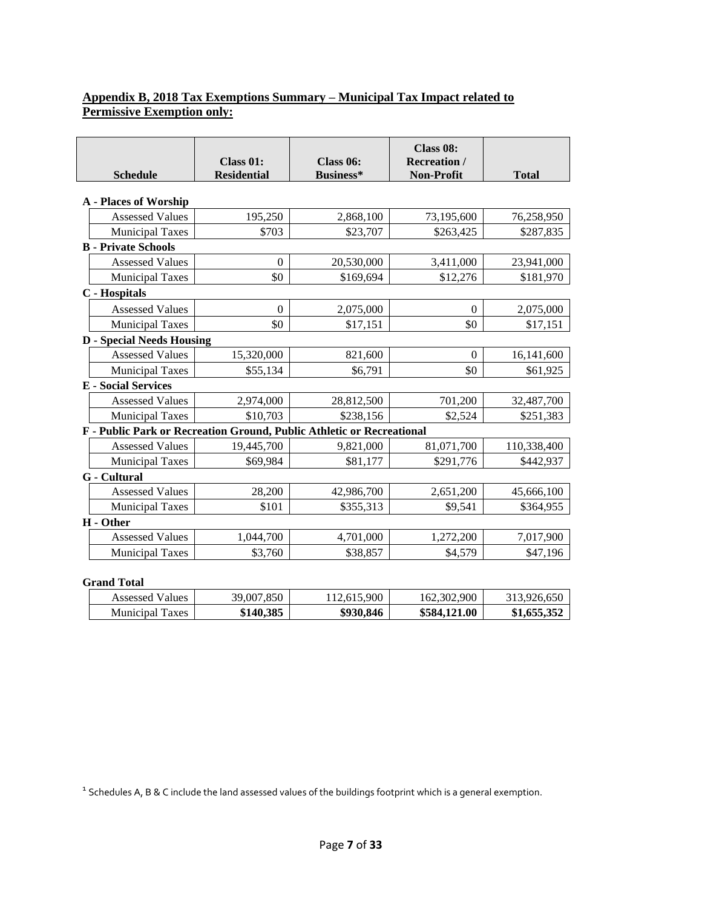**Appendix B, 2018 Tax Exemptions Summary – Municipal Tax Impact related to Permissive Exemption only:**

| Schedule | Class 01: Residential | Class 06: Business* | Class 08: Recreation / Non-Profit | Total |
|---|---|---|---|---|
| **A - Places of Worship** | | | | |
| Assessed Values | 195,250 | 2,868,100 | 73,195,600 | 76,258,950 |
| Municipal Taxes | $703 | $23,707 | $263,425 | $287,835 |
| **B - Private Schools** | | | | |
| Assessed Values | 0 | 20,530,000 | 3,411,000 | 23,941,000 |
| Municipal Taxes | $0 | $169,694 | $12,276 | $181,970 |
| **C - Hospitals** | | | | |
| Assessed Values | 0 | 2,075,000 | 0 | 2,075,000 |
| Municipal Taxes | $0 | $17,151 | $0 | $17,151 |
| **D - Special Needs Housing** | | | | |
| Assessed Values | 15,320,000 | 821,600 | 0 | 16,141,600 |
| Municipal Taxes | $55,134 | $6,791 | $0 | $61,925 |
| **E - Social Services** | | | | |
| Assessed Values | 2,974,000 | 28,812,500 | 701,200 | 32,487,700 |
| Municipal Taxes | $10,703 | $238,156 | $2,524 | $251,383 |
| **F - Public Park or Recreation Ground, Public Athletic or Recreational** | | | | |
| Assessed Values | 19,445,700 | 9,821,000 | 81,071,700 | 110,338,400 |
| Municipal Taxes | $69,984 | $81,177 | $291,776 | $442,937 |
| **G - Cultural** | | | | |
| Assessed Values | 28,200 | 42,986,700 | 2,651,200 | 45,666,100 |
| Municipal Taxes | $101 | $355,313 | $9,541 | $364,955 |
| **H - Other** | | | | |
| Assessed Values | 1,044,700 | 4,701,000 | 1,272,200 | 7,017,900 |
| Municipal Taxes | $3,760 | $38,857 | $4,579 | $47,196 |
| **Grand Total** | | | | |
| Assessed Values | 39,007,850 | 112,615,900 | 162,302,900 | 313,926,650 |
| Municipal Taxes | **$140,385** | **$930,846** | **$584,121.00** | **$1,655,352** |

[1] Schedules A, B & C include the land assessed values of the buildings footprint which is a general exemption.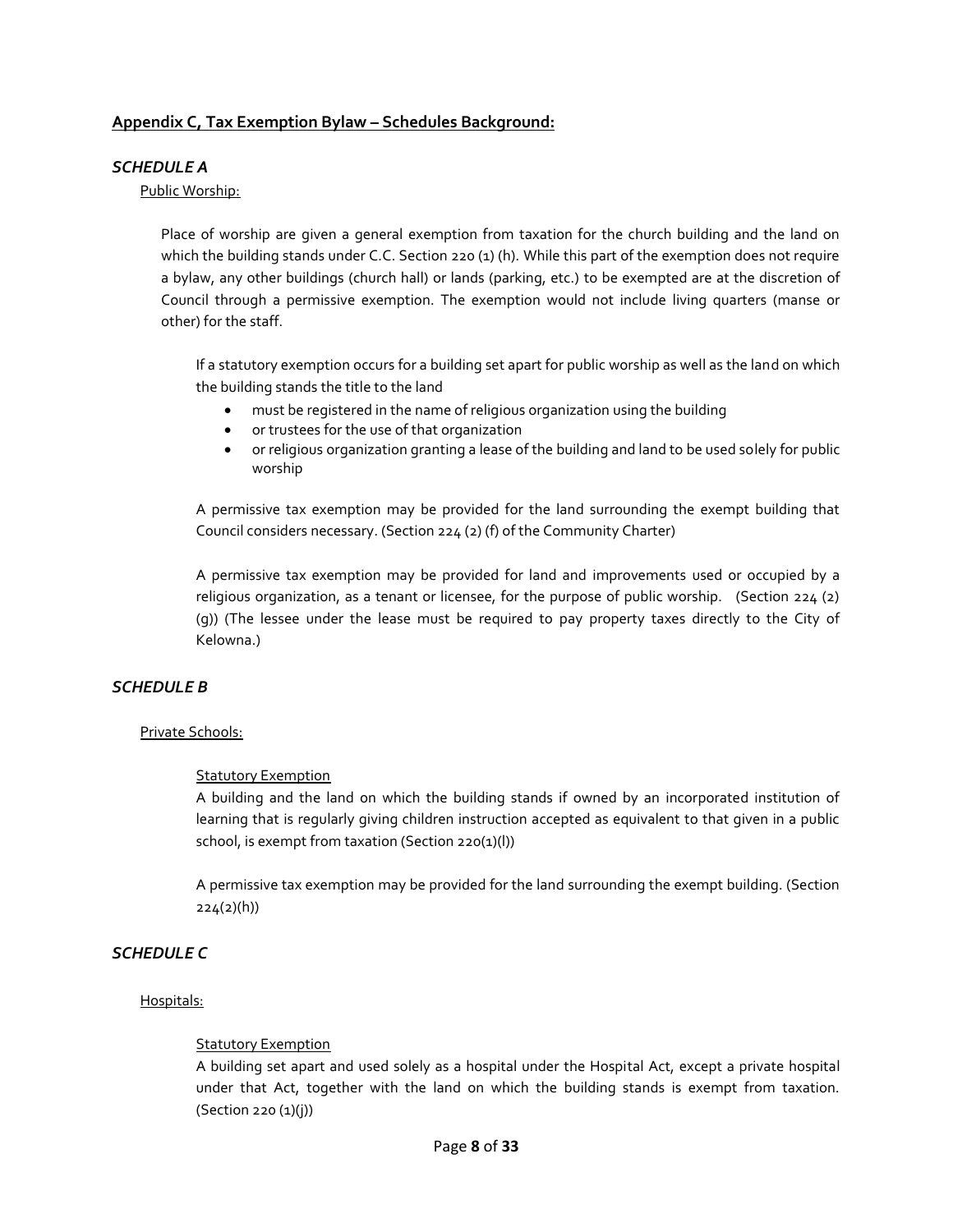## Appendix C, Tax Exemption Bylaw – Schedules Background:

### *SCHEDULE A*

Public Worship:

Place of worship are given a general exemption from taxation for the church building and the land on which the building stands under C.C. Section 220 (1) (h). While this part of the exemption does not require a bylaw, any other buildings (church hall) or lands (parking, etc.) to be exempted are at the discretion of Council through a permissive exemption. The exemption would not include living quarters (manse or other) for the staff.

If a statutory exemption occurs for a building set apart for public worship as well as the land on which the building stands the title to the land

- must be registered in the name of religious organization using the building
- or trustees for the use of that organization
- or religious organization granting a lease of the building and land to be used solely for public worship

A permissive tax exemption may be provided for the land surrounding the exempt building that Council considers necessary. (Section 224 (2) (f) of the Community Charter)

A permissive tax exemption may be provided for land and improvements used or occupied by a religious organization, as a tenant or licensee, for the purpose of public worship. (Section 224 (2) (g)) (The lessee under the lease must be required to pay property taxes directly to the City of Kelowna.)

### *SCHEDULE B*

Private Schools:

Statutory Exemption

A building and the land on which the building stands if owned by an incorporated institution of learning that is regularly giving children instruction accepted as equivalent to that given in a public school, is exempt from taxation (Section 220(1)(l))

A permissive tax exemption may be provided for the land surrounding the exempt building. (Section 224(2)(h))

### *SCHEDULE C*

Hospitals:

Statutory Exemption

A building set apart and used solely as a hospital under the Hospital Act, except a private hospital under that Act, together with the land on which the building stands is exempt from taxation. (Section 220 (1)(j))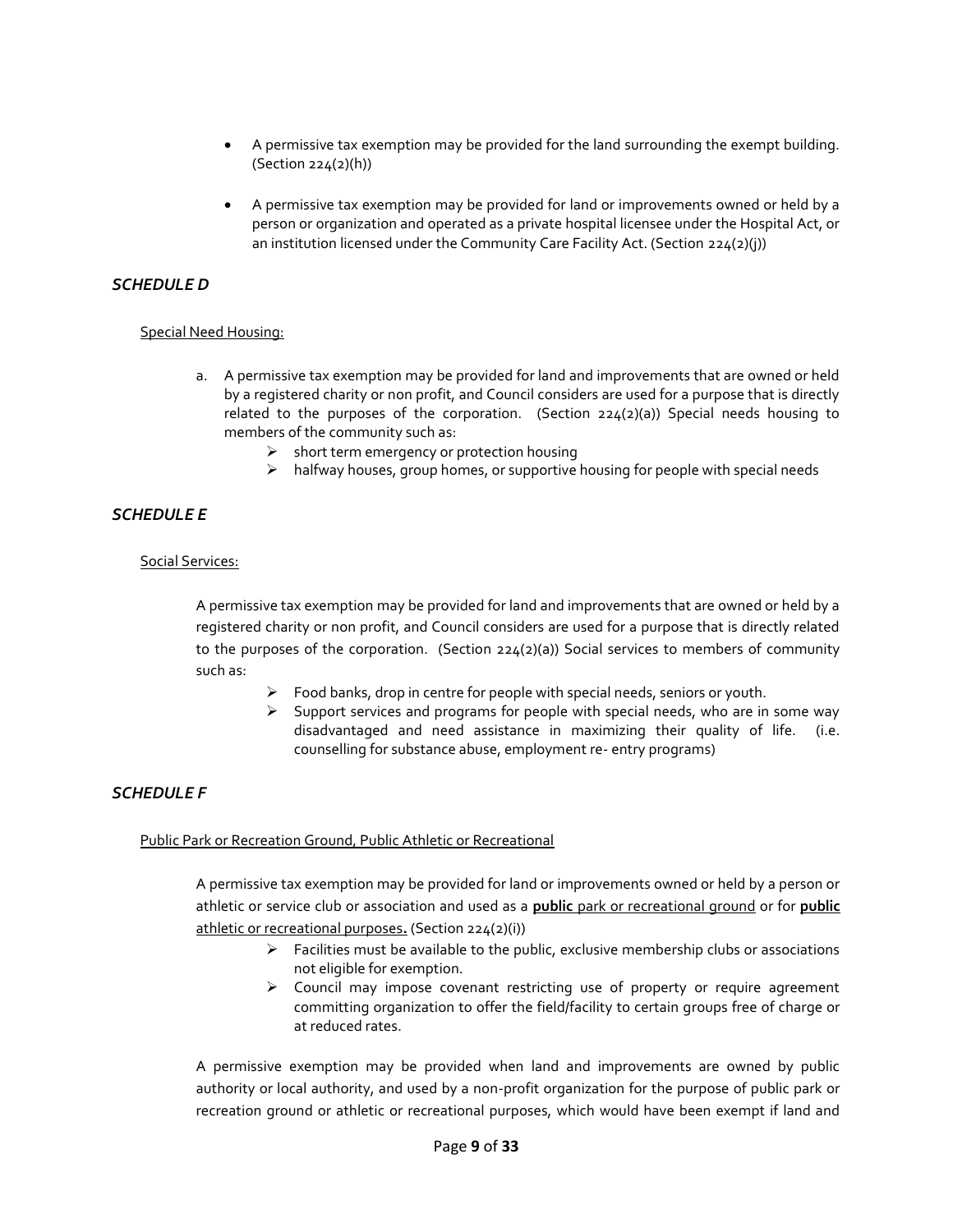- A permissive tax exemption may be provided for the land surrounding the exempt building. (Section 224(2)(h))
- A permissive tax exemption may be provided for land or improvements owned or held by a person or organization and operated as a private hospital licensee under the Hospital Act, or an institution licensed under the Community Care Facility Act. (Section 224(2)(j))

### *SCHEDULE D*

<u>Special Need Housing:</u>

a. A permissive tax exemption may be provided for land and improvements that are owned or held by a registered charity or non profit, and Council considers are used for a purpose that is directly related to the purposes of the corporation. (Section 224(2)(a)) Special needs housing to members of the community such as:
   - short term emergency or protection housing
   - halfway houses, group homes, or supportive housing for people with special needs

### *SCHEDULE E*

<u>Social Services:</u>

A permissive tax exemption may be provided for land and improvements that are owned or held by a registered charity or non profit, and Council considers are used for a purpose that is directly related to the purposes of the corporation. (Section 224(2)(a)) Social services to members of community such as:

- Food banks, drop in centre for people with special needs, seniors or youth.
- Support services and programs for people with special needs, who are in some way disadvantaged and need assistance in maximizing their quality of life. (i.e. counselling for substance abuse, employment re- entry programs)

### *SCHEDULE F*

<u>Public Park or Recreation Ground, Public Athletic or Recreational</u>

A permissive tax exemption may be provided for land or improvements owned or held by a person or athletic or service club or association and used as a **<u>public</u>** <u>park or recreational ground</u> or for **<u>public</u>** <u>athletic or recreational purposes</u>**.** (Section 224(2)(i))

- Facilities must be available to the public, exclusive membership clubs or associations not eligible for exemption.
- Council may impose covenant restricting use of property or require agreement committing organization to offer the field/facility to certain groups free of charge or at reduced rates.

A permissive exemption may be provided when land and improvements are owned by public authority or local authority, and used by a non-profit organization for the purpose of public park or recreation ground or athletic or recreational purposes, which would have been exempt if land and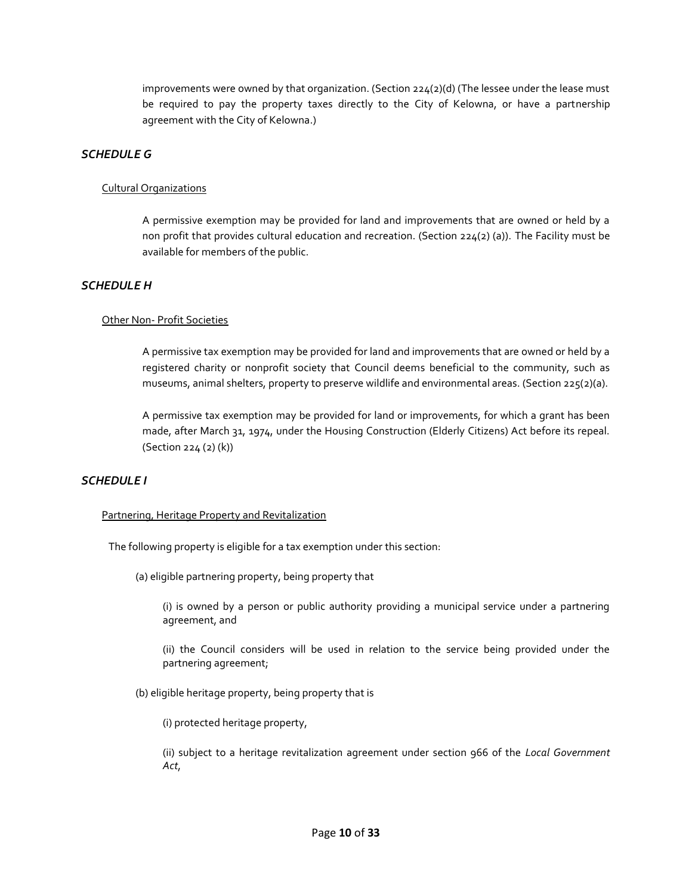improvements were owned by that organization. (Section 224(2)(d) (The lessee under the lease must be required to pay the property taxes directly to the City of Kelowna, or have a partnership agreement with the City of Kelowna.)

### *SCHEDULE G*

Cultural Organizations

A permissive exemption may be provided for land and improvements that are owned or held by a non profit that provides cultural education and recreation. (Section 224(2) (a)). The Facility must be available for members of the public.

### *SCHEDULE H*

Other Non- Profit Societies

A permissive tax exemption may be provided for land and improvements that are owned or held by a registered charity or nonprofit society that Council deems beneficial to the community, such as museums, animal shelters, property to preserve wildlife and environmental areas. (Section 225(2)(a).

A permissive tax exemption may be provided for land or improvements, for which a grant has been made, after March 31, 1974, under the Housing Construction (Elderly Citizens) Act before its repeal. (Section 224 (2) (k))

### *SCHEDULE I*

Partnering, Heritage Property and Revitalization

The following property is eligible for a tax exemption under this section:

(a) eligible partnering property, being property that

(i) is owned by a person or public authority providing a municipal service under a partnering agreement, and

(ii) the Council considers will be used in relation to the service being provided under the partnering agreement;

(b) eligible heritage property, being property that is

(i) protected heritage property,

(ii) subject to a heritage revitalization agreement under section 966 of the *Local Government Act*,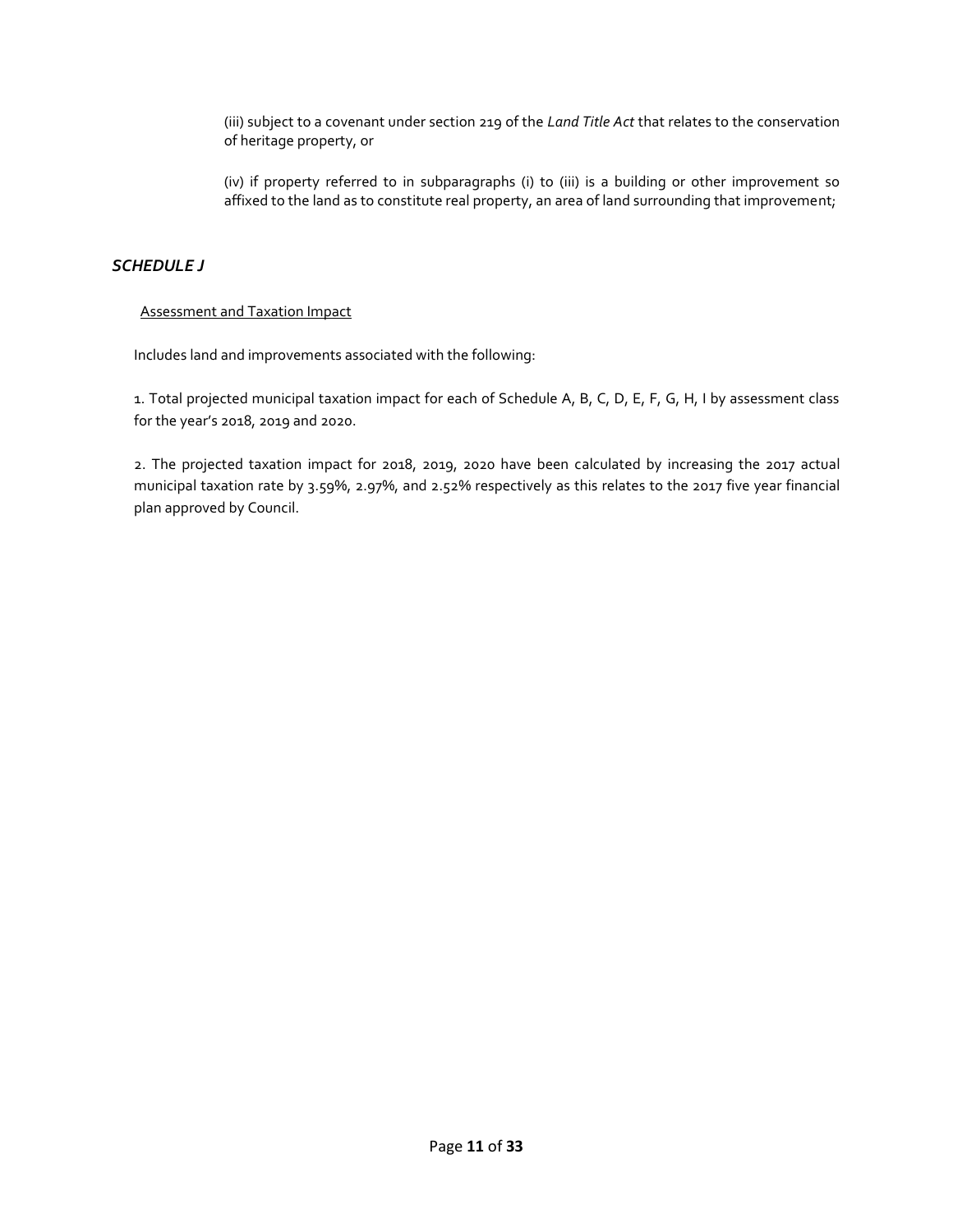(iii) subject to a covenant under section 219 of the *Land Title Act* that relates to the conservation of heritage property, or

(iv) if property referred to in subparagraphs (i) to (iii) is a building or other improvement so affixed to the land as to constitute real property, an area of land surrounding that improvement;

## *SCHEDULE J*

Assessment and Taxation Impact

Includes land and improvements associated with the following:

1. Total projected municipal taxation impact for each of Schedule A, B, C, D, E, F, G, H, I by assessment class for the year's 2018, 2019 and 2020.

2. The projected taxation impact for 2018, 2019, 2020 have been calculated by increasing the 2017 actual municipal taxation rate by 3.59%, 2.97%, and 2.52% respectively as this relates to the 2017 five year financial plan approved by Council.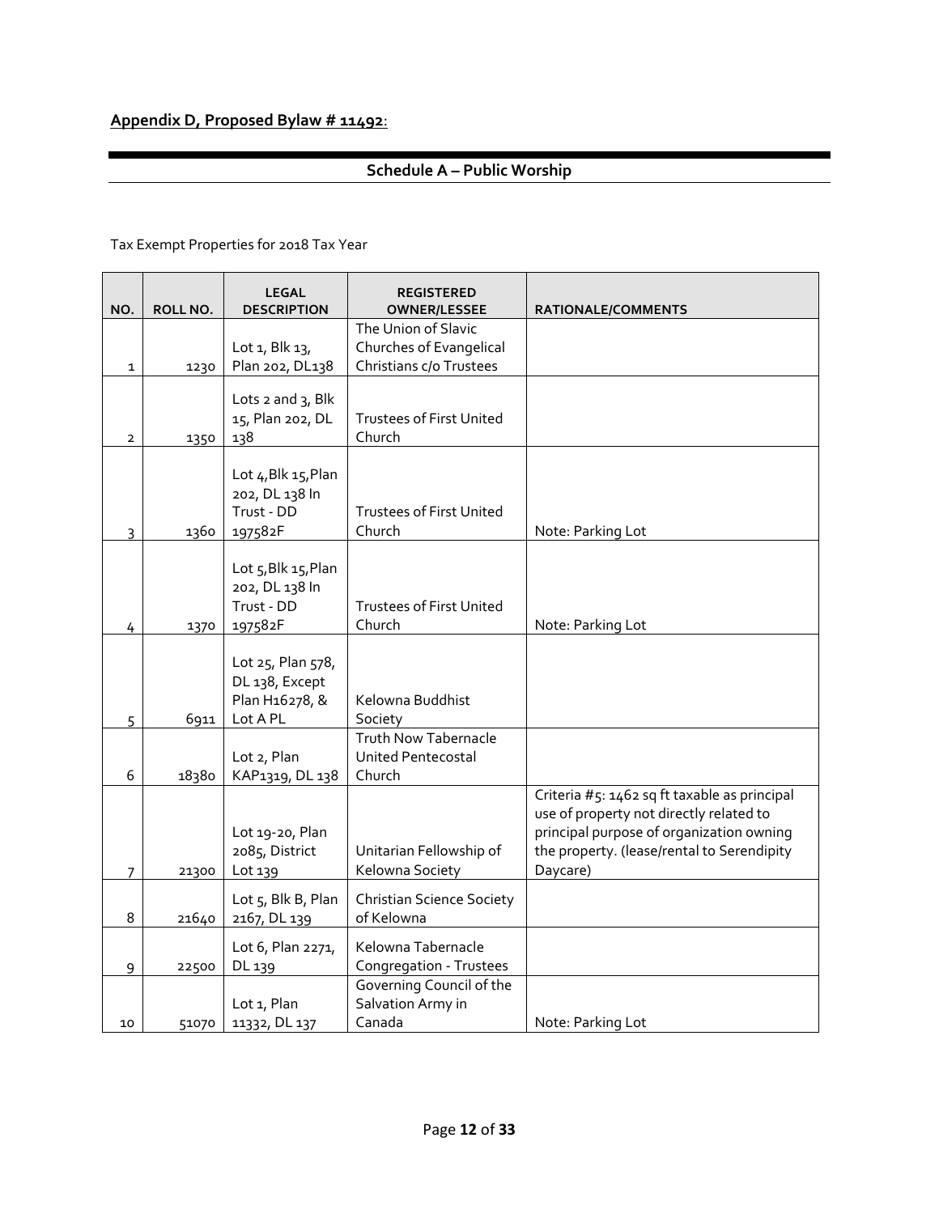**Appendix D, Proposed Bylaw # 11492**:

## Schedule A – Public Worship

Tax Exempt Properties for 2018 Tax Year

| NO. | ROLL NO. | LEGAL DESCRIPTION | REGISTERED OWNER/LESSEE | RATIONALE/COMMENTS |
|---|---|---|---|---|
| 1 | 1230 | Lot 1, Blk 13, Plan 202, DL138 | The Union of Slavic Churches of Evangelical Christians c/o Trustees | |
| 2 | 1350 | Lots 2 and 3, Blk 15, Plan 202, DL 138 | Trustees of First United Church | |
| 3 | 1360 | Lot 4,Blk 15,Plan 202, DL 138 In Trust - DD 197582F | Trustees of First United Church | Note: Parking Lot |
| 4 | 1370 | Lot 5,Blk 15,Plan 202, DL 138 In Trust - DD 197582F | Trustees of First United Church | Note: Parking Lot |
| 5 | 6911 | Lot 25, Plan 578, DL 138, Except Plan H16278, & Lot A PL | Kelowna Buddhist Society | |
| 6 | 18380 | Lot 2, Plan KAP1319, DL 138 | Truth Now Tabernacle United Pentecostal Church | |
| 7 | 21300 | Lot 19-20, Plan 2085, District Lot 139 | Unitarian Fellowship of Kelowna Society | Criteria #5: 1462 sq ft taxable as principal use of property not directly related to principal purpose of organization owning the property. (lease/rental to Serendipity Daycare) |
| 8 | 21640 | Lot 5, Blk B, Plan 2167, DL 139 | Christian Science Society of Kelowna | |
| 9 | 22500 | Lot 6, Plan 2271, DL 139 | Kelowna Tabernacle Congregation - Trustees | |
| 10 | 51070 | Lot 1, Plan 11332, DL 137 | Governing Council of the Salvation Army in Canada | Note: Parking Lot |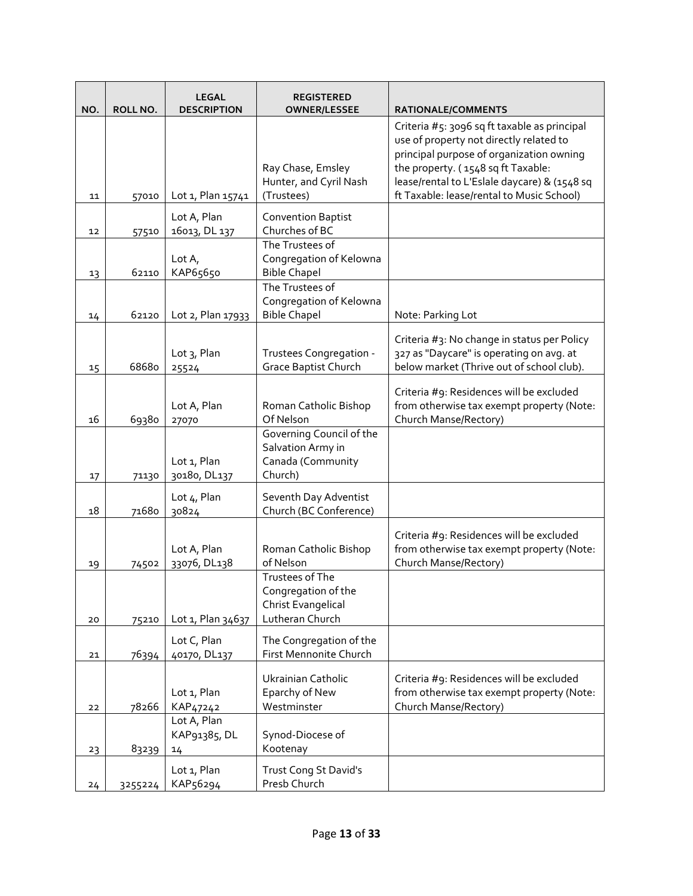| NO. | ROLL NO. | LEGAL DESCRIPTION | REGISTERED OWNER/LESSEE | RATIONALE/COMMENTS |
|---|---|---|---|---|
| 11 | 57010 | Lot 1, Plan 15741 | Ray Chase, Emsley Hunter, and Cyril Nash (Trustees) | Criteria #5: 3096 sq ft taxable as principal use of property not directly related to principal purpose of organization owning the property. ( 1548 sq ft Taxable: lease/rental to L'Eslale daycare) & (1548 sq ft Taxable: lease/rental to Music School) |
| 12 | 57510 | Lot A, Plan 16013, DL 137 | Convention Baptist Churches of BC | |
| 13 | 62110 | Lot A, KAP65650 | The Trustees of Congregation of Kelowna Bible Chapel | |
| 14 | 62120 | Lot 2, Plan 17933 | The Trustees of Congregation of Kelowna Bible Chapel | Note: Parking Lot |
| 15 | 68680 | Lot 3, Plan 25524 | Trustees Congregation - Grace Baptist Church | Criteria #3: No change in status per Policy 327 as "Daycare" is operating on avg. at below market (Thrive out of school club). |
| 16 | 69380 | Lot A, Plan 27070 | Roman Catholic Bishop Of Nelson | Criteria #9: Residences will be excluded from otherwise tax exempt property (Note: Church Manse/Rectory) |
| 17 | 71130 | Lot 1, Plan 30180, DL137 | Governing Council of the Salvation Army in Canada (Community Church) | |
| 18 | 71680 | Lot 4, Plan 30824 | Seventh Day Adventist Church (BC Conference) | |
| 19 | 74502 | Lot A, Plan 33076, DL138 | Roman Catholic Bishop of Nelson | Criteria #9: Residences will be excluded from otherwise tax exempt property (Note: Church Manse/Rectory) |
| 20 | 75210 | Lot 1, Plan 34637 | Trustees of The Congregation of the Christ Evangelical Lutheran Church | |
| 21 | 76394 | Lot C, Plan 40170, DL137 | The Congregation of the First Mennonite Church | |
| 22 | 78266 | Lot 1, Plan KAP47242 | Ukrainian Catholic Eparchy of New Westminster | Criteria #9: Residences will be excluded from otherwise tax exempt property (Note: Church Manse/Rectory) |
| 23 | 83239 | Lot A, Plan KAP91385, DL 14 | Synod-Diocese of Kootenay | |
| 24 | 3255224 | Lot 1, Plan KAP56294 | Trust Cong St David's Presb Church | |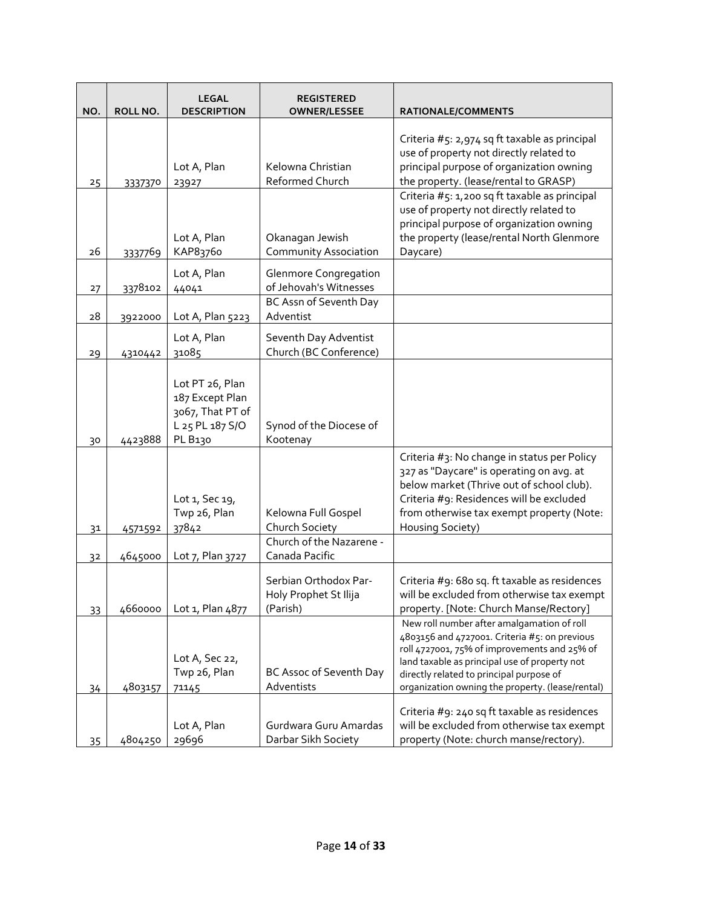| NO. | ROLL NO. | LEGAL DESCRIPTION | REGISTERED OWNER/LESSEE | RATIONALE/COMMENTS |
|---|---|---|---|---|
| 25 | 3337370 | Lot A, Plan 23927 | Kelowna Christian Reformed Church | Criteria #5: 2,974 sq ft taxable as principal use of property not directly related to principal purpose of organization owning the property. (lease/rental to GRASP) |
| 26 | 3337769 | Lot A, Plan KAP83760 | Okanagan Jewish Community Association | Criteria #5: 1,200 sq ft taxable as principal use of property not directly related to principal purpose of organization owning the property (lease/rental North Glenmore Daycare) |
| 27 | 3378102 | Lot A, Plan 44041 | Glenmore Congregation of Jehovah's Witnesses | |
| 28 | 3922000 | Lot A, Plan 5223 | BC Assn of Seventh Day Adventist | |
| 29 | 4310442 | Lot A, Plan 31085 | Seventh Day Adventist Church (BC Conference) | |
| 30 | 4423888 | Lot PT 26, Plan 187 Except Plan 3067, That PT of L 25 PL 187 S/O PL B130 | Synod of the Diocese of Kootenay | |
| 31 | 4571592 | Lot 1, Sec 19, Twp 26, Plan 37842 | Kelowna Full Gospel Church Society | Criteria #3: No change in status per Policy 327 as "Daycare" is operating on avg. at below market (Thrive out of school club). Criteria #9: Residences will be excluded from otherwise tax exempt property (Note: Housing Society) |
| 32 | 4645000 | Lot 7, Plan 3727 | Church of the Nazarene - Canada Pacific | |
| 33 | 4660000 | Lot 1, Plan 4877 | Serbian Orthodox Par-Holy Prophet St Ilija (Parish) | Criteria #9: 680 sq. ft taxable as residences will be excluded from otherwise tax exempt property. [Note: Church Manse/Rectory] |
| 34 | 4803157 | Lot A, Sec 22, Twp 26, Plan 71145 | BC Assoc of Seventh Day Adventists | New roll number after amalgamation of roll 4803156 and 4727001. Criteria #5: on previous roll 4727001, 75% of improvements and 25% of land taxable as principal use of property not directly related to principal purpose of organization owning the property. (lease/rental) |
| 35 | 4804250 | Lot A, Plan 29696 | Gurdwara Guru Amardas Darbar Sikh Society | Criteria #9: 240 sq ft taxable as residences will be excluded from otherwise tax exempt property (Note: church manse/rectory). |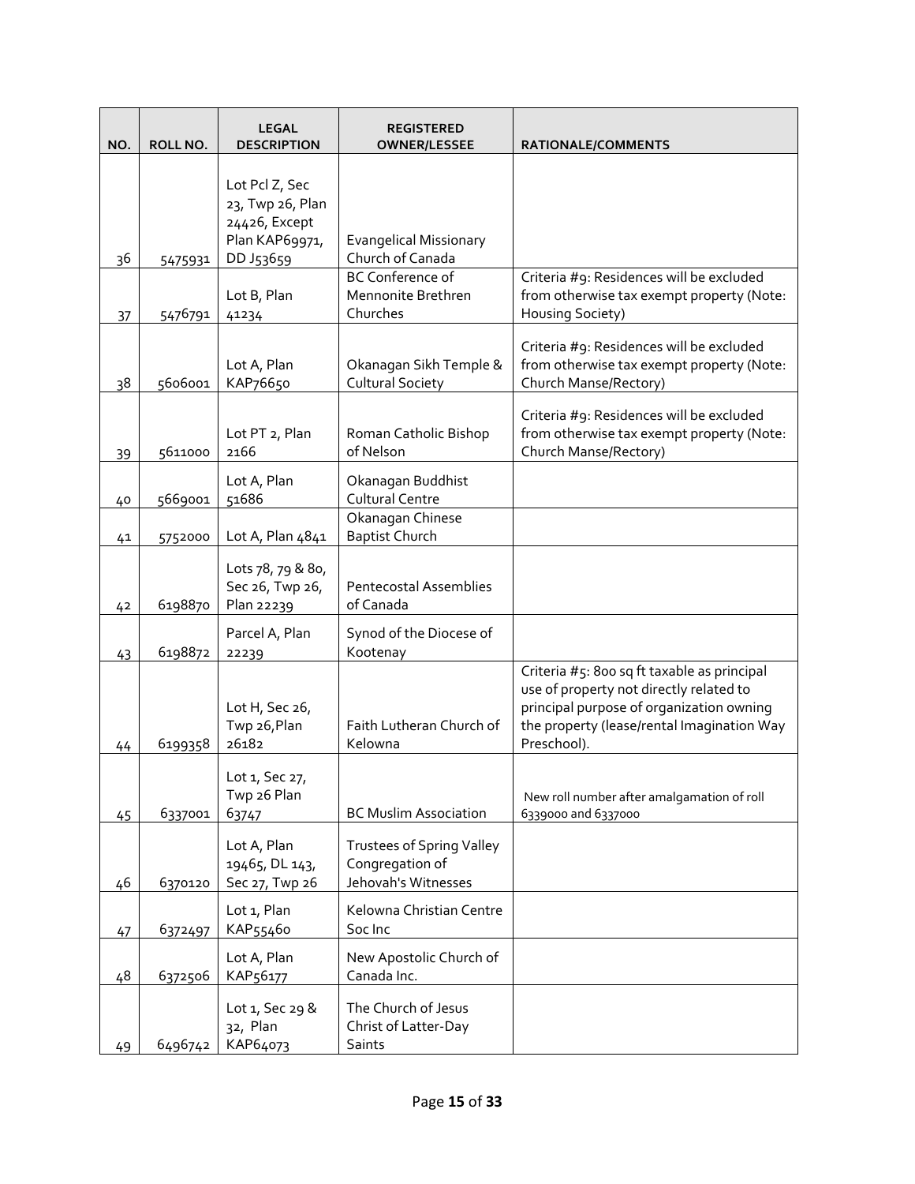| NO. | ROLL NO. | LEGAL DESCRIPTION | REGISTERED OWNER/LESSEE | RATIONALE/COMMENTS |
|---|---|---|---|---|
| 36 | 5475931 | Lot Pcl Z, Sec 23, Twp 26, Plan 24426, Except Plan KAP69971, DD J53659 | Evangelical Missionary Church of Canada | |
| 37 | 5476791 | Lot B, Plan 41234 | BC Conference of Mennonite Brethren Churches | Criteria #9: Residences will be excluded from otherwise tax exempt property (Note: Housing Society) |
| 38 | 5606001 | Lot A, Plan KAP76650 | Okanagan Sikh Temple & Cultural Society | Criteria #9: Residences will be excluded from otherwise tax exempt property (Note: Church Manse/Rectory) |
| 39 | 5611000 | Lot PT 2, Plan 2166 | Roman Catholic Bishop of Nelson | Criteria #9: Residences will be excluded from otherwise tax exempt property (Note: Church Manse/Rectory) |
| 40 | 5669001 | Lot A, Plan 51686 | Okanagan Buddhist Cultural Centre | |
| 41 | 5752000 | Lot A, Plan 4841 | Okanagan Chinese Baptist Church | |
| 42 | 6198870 | Lots 78, 79 & 80, Sec 26, Twp 26, Plan 22239 | Pentecostal Assemblies of Canada | |
| 43 | 6198872 | Parcel A, Plan 22239 | Synod of the Diocese of Kootenay | |
| 44 | 6199358 | Lot H, Sec 26, Twp 26,Plan 26182 | Faith Lutheran Church of Kelowna | Criteria #5: 800 sq ft taxable as principal use of property not directly related to principal purpose of organization owning the property (lease/rental Imagination Way Preschool). |
| 45 | 6337001 | Lot 1, Sec 27, Twp 26 Plan 63747 | BC Muslim Association | New roll number after amalgamation of roll 6339000 and 6337000 |
| 46 | 6370120 | Lot A, Plan 19465, DL 143, Sec 27, Twp 26 | Trustees of Spring Valley Congregation of Jehovah's Witnesses | |
| 47 | 6372497 | Lot 1, Plan KAP55460 | Kelowna Christian Centre Soc Inc | |
| 48 | 6372506 | Lot A, Plan KAP56177 | New Apostolic Church of Canada Inc. | |
| 49 | 6496742 | Lot 1, Sec 29 & 32, Plan KAP64073 | The Church of Jesus Christ of Latter-Day Saints | |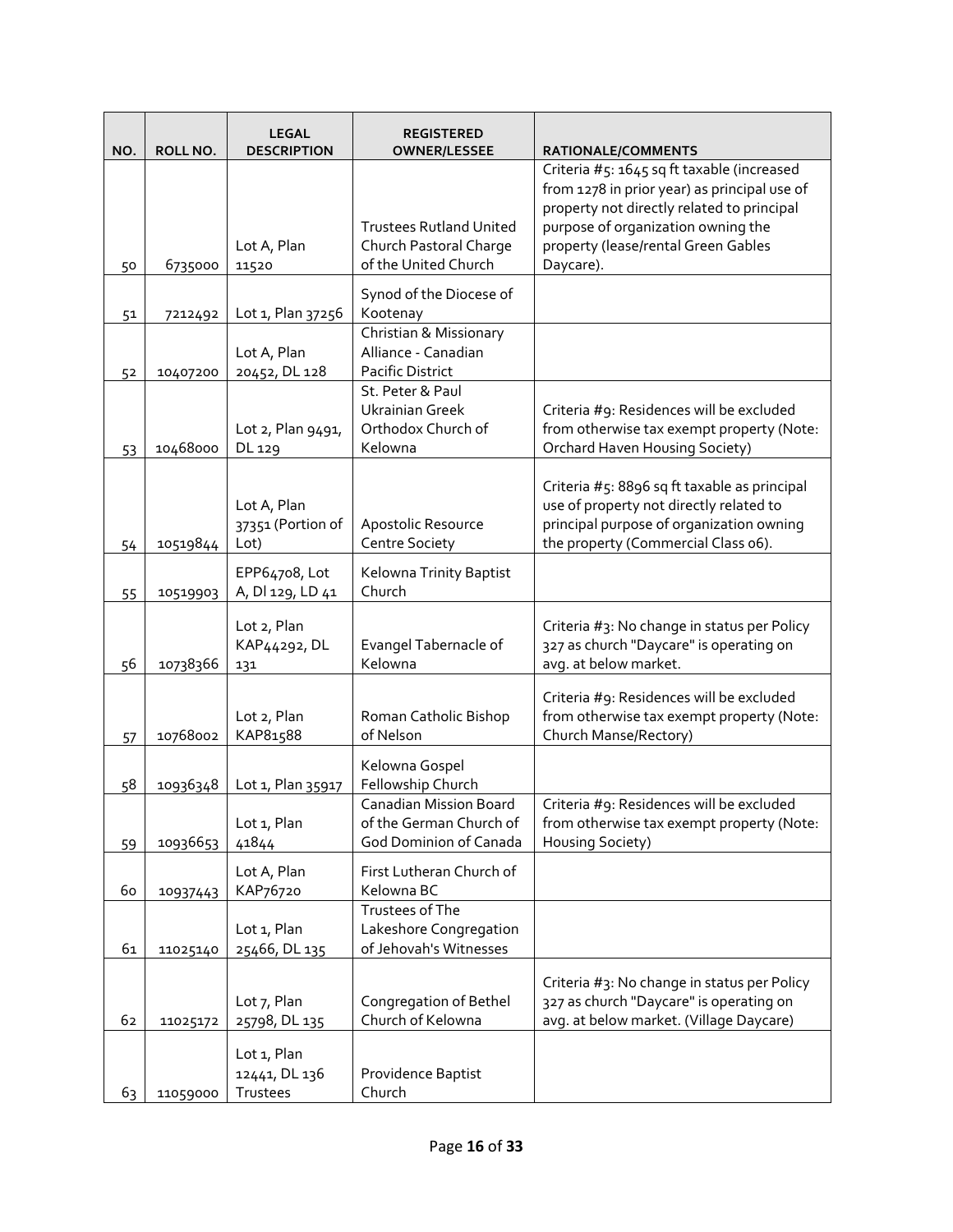| NO. | ROLL NO. | LEGAL DESCRIPTION | REGISTERED OWNER/LESSEE | RATIONALE/COMMENTS |
|---|---|---|---|---|
| 50 | 6735000 | Lot A, Plan 11520 | Trustees Rutland United Church Pastoral Charge of the United Church | Criteria #5: 1645 sq ft taxable (increased from 1278 in prior year) as principal use of property not directly related to principal purpose of organization owning the property (lease/rental Green Gables Daycare). |
| 51 | 7212492 | Lot 1, Plan 37256 | Synod of the Diocese of Kootenay | |
| 52 | 10407200 | Lot A, Plan 20452, DL 128 | Christian & Missionary Alliance - Canadian Pacific District | |
| 53 | 10468000 | Lot 2, Plan 9491, DL 129 | St. Peter & Paul Ukrainian Greek Orthodox Church of Kelowna | Criteria #9: Residences will be excluded from otherwise tax exempt property (Note: Orchard Haven Housing Society) |
| 54 | 10519844 | Lot A, Plan 37351 (Portion of Lot) | Apostolic Resource Centre Society | Criteria #5: 8896 sq ft taxable as principal use of property not directly related to principal purpose of organization owning the property (Commercial Class 06). |
| 55 | 10519903 | EPP64708, Lot A, Dl 129, LD 41 | Kelowna Trinity Baptist Church | |
| 56 | 10738366 | Lot 2, Plan KAP44292, DL 131 | Evangel Tabernacle of Kelowna | Criteria #3: No change in status per Policy 327 as church "Daycare" is operating on avg. at below market. |
| 57 | 10768002 | Lot 2, Plan KAP81588 | Roman Catholic Bishop of Nelson | Criteria #9: Residences will be excluded from otherwise tax exempt property (Note: Church Manse/Rectory) |
| 58 | 10936348 | Lot 1, Plan 35917 | Kelowna Gospel Fellowship Church | |
| 59 | 10936653 | Lot 1, Plan 41844 | Canadian Mission Board of the German Church of God Dominion of Canada | Criteria #9: Residences will be excluded from otherwise tax exempt property (Note: Housing Society) |
| 60 | 10937443 | Lot A, Plan KAP76720 | First Lutheran Church of Kelowna BC | |
| 61 | 11025140 | Lot 1, Plan 25466, DL 135 | Trustees of The Lakeshore Congregation of Jehovah's Witnesses | |
| 62 | 11025172 | Lot 7, Plan 25798, DL 135 | Congregation of Bethel Church of Kelowna | Criteria #3: No change in status per Policy 327 as church "Daycare" is operating on avg. at below market. (Village Daycare) |
| 63 | 11059000 | Lot 1, Plan 12441, DL 136 Trustees | Providence Baptist Church | |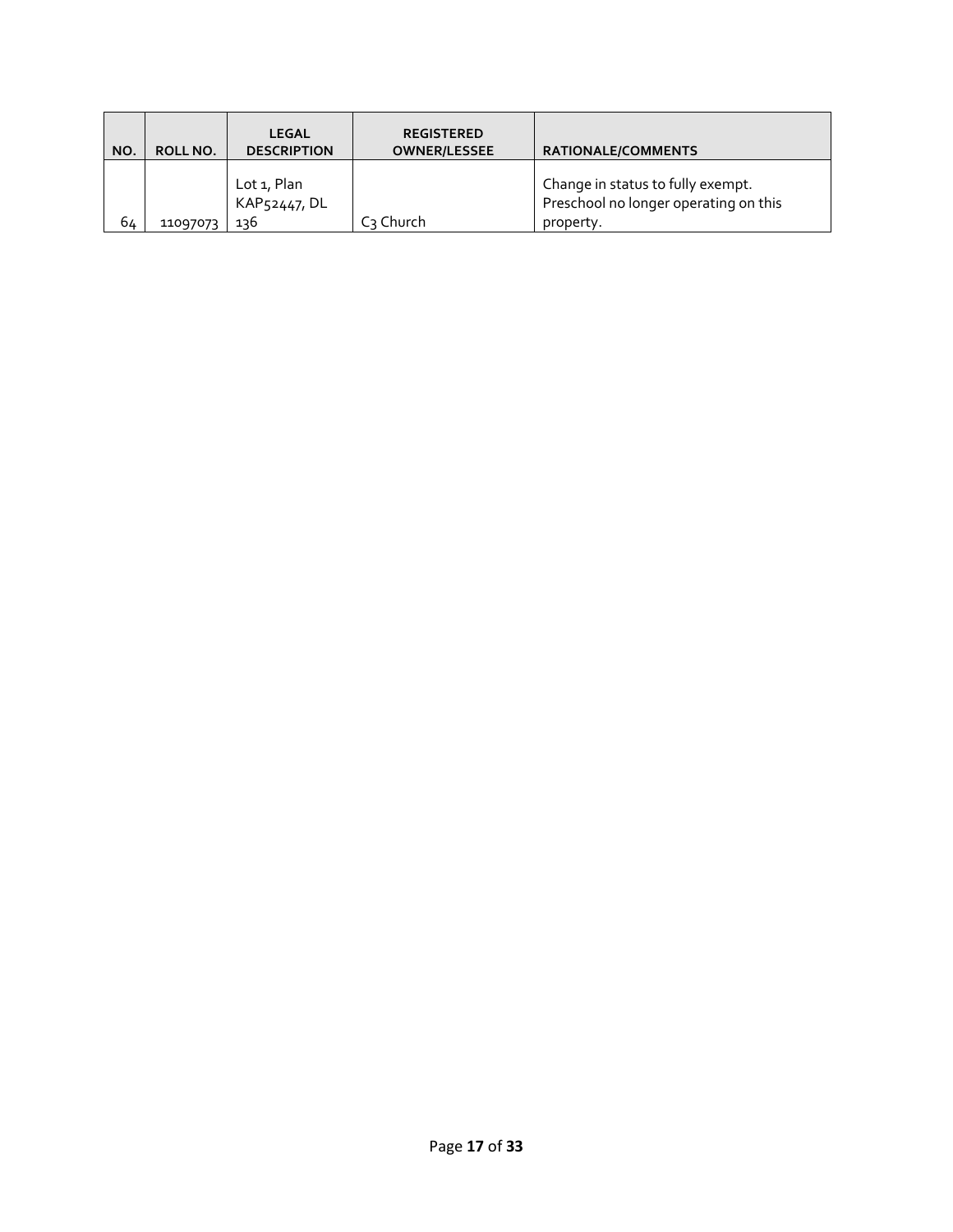| NO. | ROLL NO. | LEGAL DESCRIPTION | REGISTERED OWNER/LESSEE | RATIONALE/COMMENTS |
|---|---|---|---|---|
| 64 | 11097073 | Lot 1, Plan KAP52447, DL 136 | C3 Church | Change in status to fully exempt. Preschool no longer operating on this property. |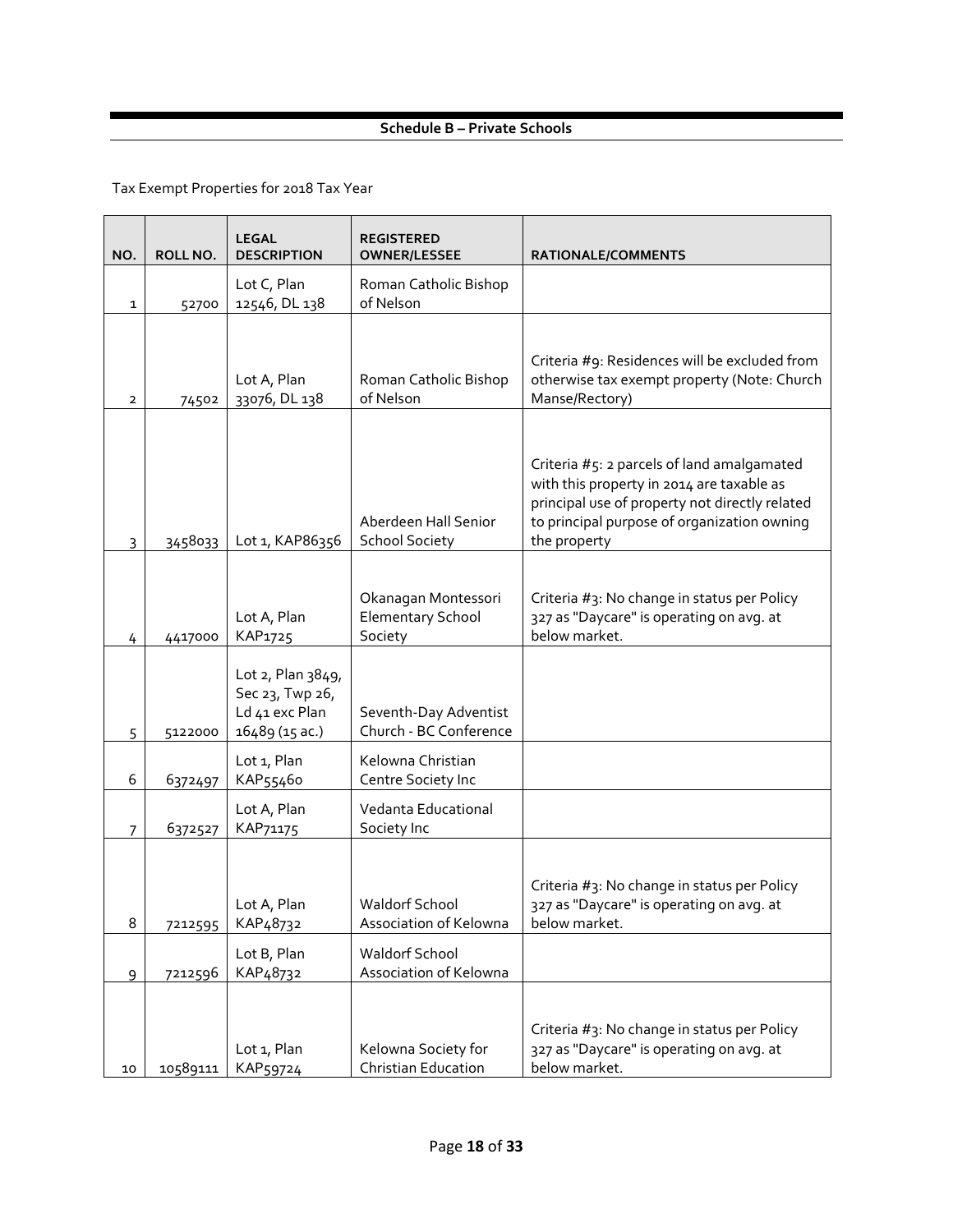## Schedule B – Private Schools

Tax Exempt Properties for 2018 Tax Year

| NO. | ROLL NO. | LEGAL DESCRIPTION | REGISTERED OWNER/LESSEE | RATIONALE/COMMENTS |
|---|---|---|---|---|
| 1 | 52700 | Lot C, Plan 12546, DL 138 | Roman Catholic Bishop of Nelson | |
| 2 | 74502 | Lot A, Plan 33076, DL 138 | Roman Catholic Bishop of Nelson | Criteria #9: Residences will be excluded from otherwise tax exempt property (Note: Church Manse/Rectory) |
| 3 | 3458033 | Lot 1, KAP86356 | Aberdeen Hall Senior School Society | Criteria #5: 2 parcels of land amalgamated with this property in 2014 are taxable as principal use of property not directly related to principal purpose of organization owning the property |
| 4 | 4417000 | Lot A, Plan KAP1725 | Okanagan Montessori Elementary School Society | Criteria #3: No change in status per Policy 327 as "Daycare" is operating on avg. at below market. |
| 5 | 5122000 | Lot 2, Plan 3849, Sec 23, Twp 26, Ld 41 exc Plan 16489 (15 ac.) | Seventh-Day Adventist Church - BC Conference | |
| 6 | 6372497 | Lot 1, Plan KAP55460 | Kelowna Christian Centre Society Inc | |
| 7 | 6372527 | Lot A, Plan KAP71175 | Vedanta Educational Society Inc | |
| 8 | 7212595 | Lot A, Plan KAP48732 | Waldorf School Association of Kelowna | Criteria #3: No change in status per Policy 327 as "Daycare" is operating on avg. at below market. |
| 9 | 7212596 | Lot B, Plan KAP48732 | Waldorf School Association of Kelowna | |
| 10 | 10589111 | Lot 1, Plan KAP59724 | Kelowna Society for Christian Education | Criteria #3: No change in status per Policy 327 as "Daycare" is operating on avg. at below market. |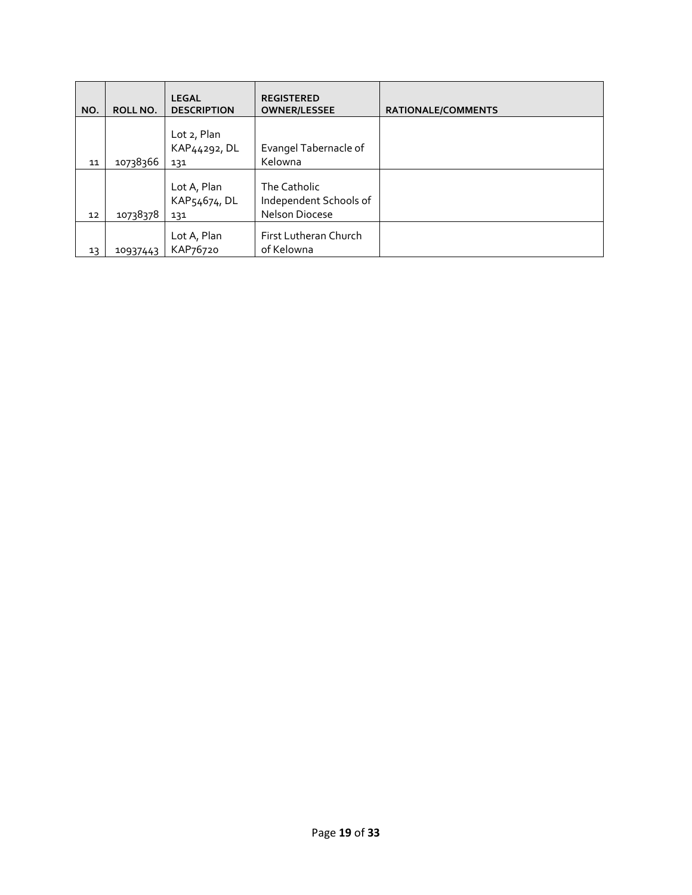| NO. | ROLL NO. | LEGAL DESCRIPTION | REGISTERED OWNER/LESSEE | RATIONALE/COMMENTS |
| --- | --- | --- | --- | --- |
| 11 | 10738366 | Lot 2, Plan KAP44292, DL 131 | Evangel Tabernacle of Kelowna | |
| 12 | 10738378 | Lot A, Plan KAP54674, DL 131 | The Catholic Independent Schools of Nelson Diocese | |
| 13 | 10937443 | Lot A, Plan KAP76720 | First Lutheran Church of Kelowna | |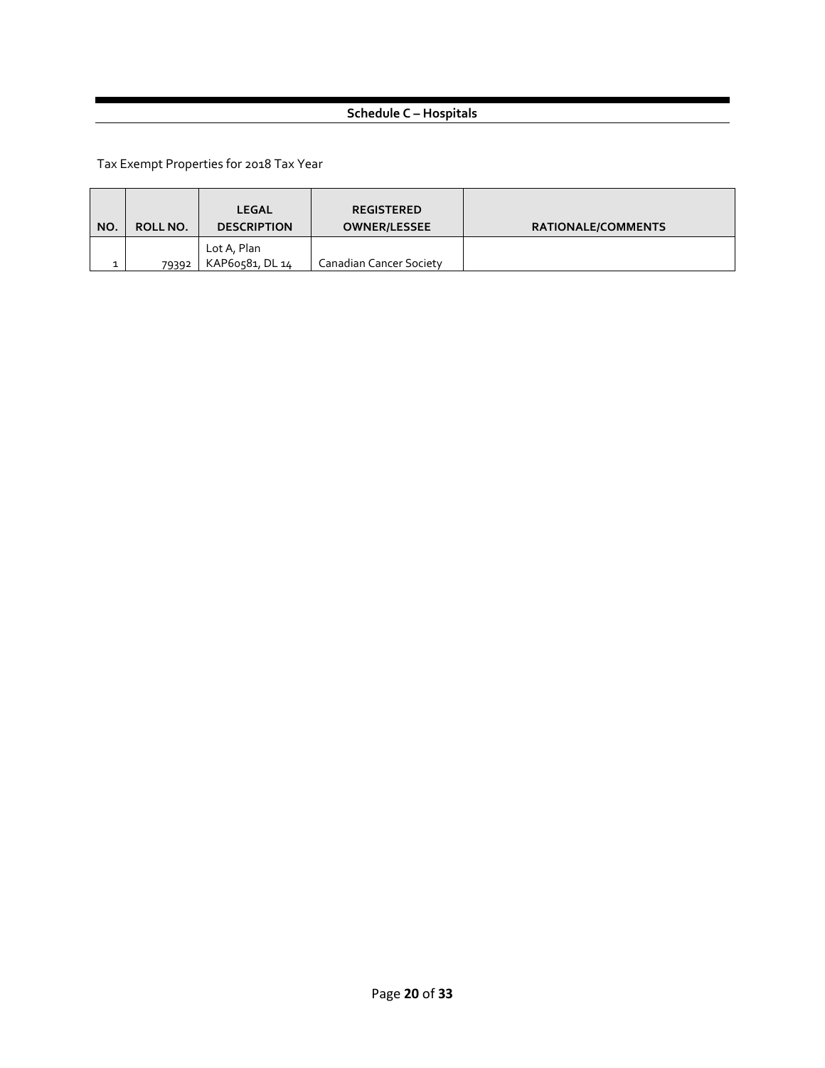## Schedule C – Hospitals

Tax Exempt Properties for 2018 Tax Year

| NO. | ROLL NO. | LEGAL DESCRIPTION | REGISTERED OWNER/LESSEE | RATIONALE/COMMENTS |
|---|---|---|---|---|
| 1 | 79392 | Lot A, Plan KAP60581, DL 14 | Canadian Cancer Society | |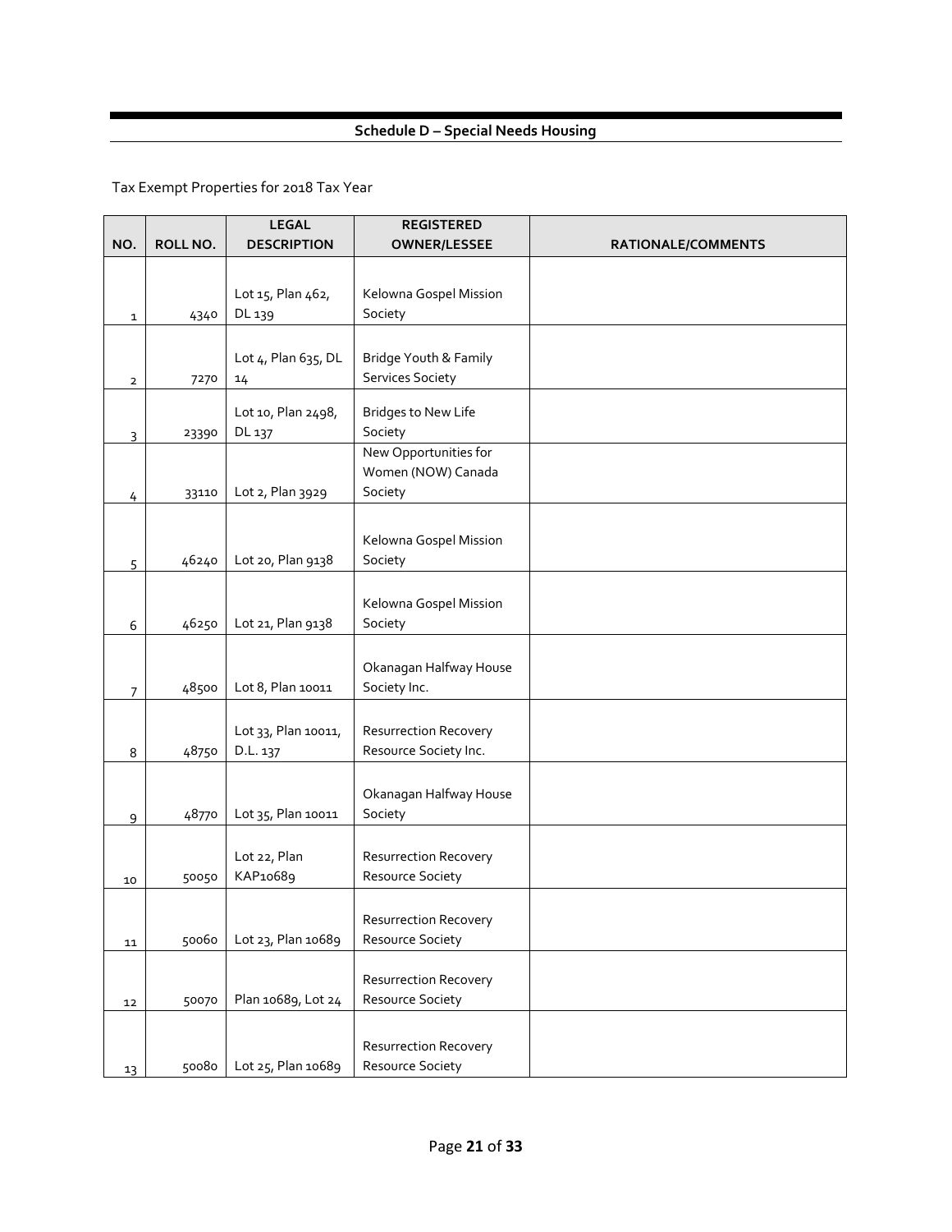## Schedule D – Special Needs Housing

Tax Exempt Properties for 2018 Tax Year

| NO. | ROLL NO. | LEGAL DESCRIPTION | REGISTERED OWNER/LESSEE | RATIONALE/COMMENTS |
|---|---|---|---|---|
| 1 | 4340 | Lot 15, Plan 462, DL 139 | Kelowna Gospel Mission Society | |
| 2 | 7270 | Lot 4, Plan 635, DL 14 | Bridge Youth & Family Services Society | |
| 3 | 23390 | Lot 10, Plan 2498, DL 137 | Bridges to New Life Society | |
| 4 | 33110 | Lot 2, Plan 3929 | New Opportunities for Women (NOW) Canada Society | |
| 5 | 46240 | Lot 20, Plan 9138 | Kelowna Gospel Mission Society | |
| 6 | 46250 | Lot 21, Plan 9138 | Kelowna Gospel Mission Society | |
| 7 | 48500 | Lot 8, Plan 10011 | Okanagan Halfway House Society Inc. | |
| 8 | 48750 | Lot 33, Plan 10011, D.L. 137 | Resurrection Recovery Resource Society Inc. | |
| 9 | 48770 | Lot 35, Plan 10011 | Okanagan Halfway House Society | |
| 10 | 50050 | Lot 22, Plan KAP10689 | Resurrection Recovery Resource Society | |
| 11 | 50060 | Lot 23, Plan 10689 | Resurrection Recovery Resource Society | |
| 12 | 50070 | Plan 10689, Lot 24 | Resurrection Recovery Resource Society | |
| 13 | 50080 | Lot 25, Plan 10689 | Resurrection Recovery Resource Society | |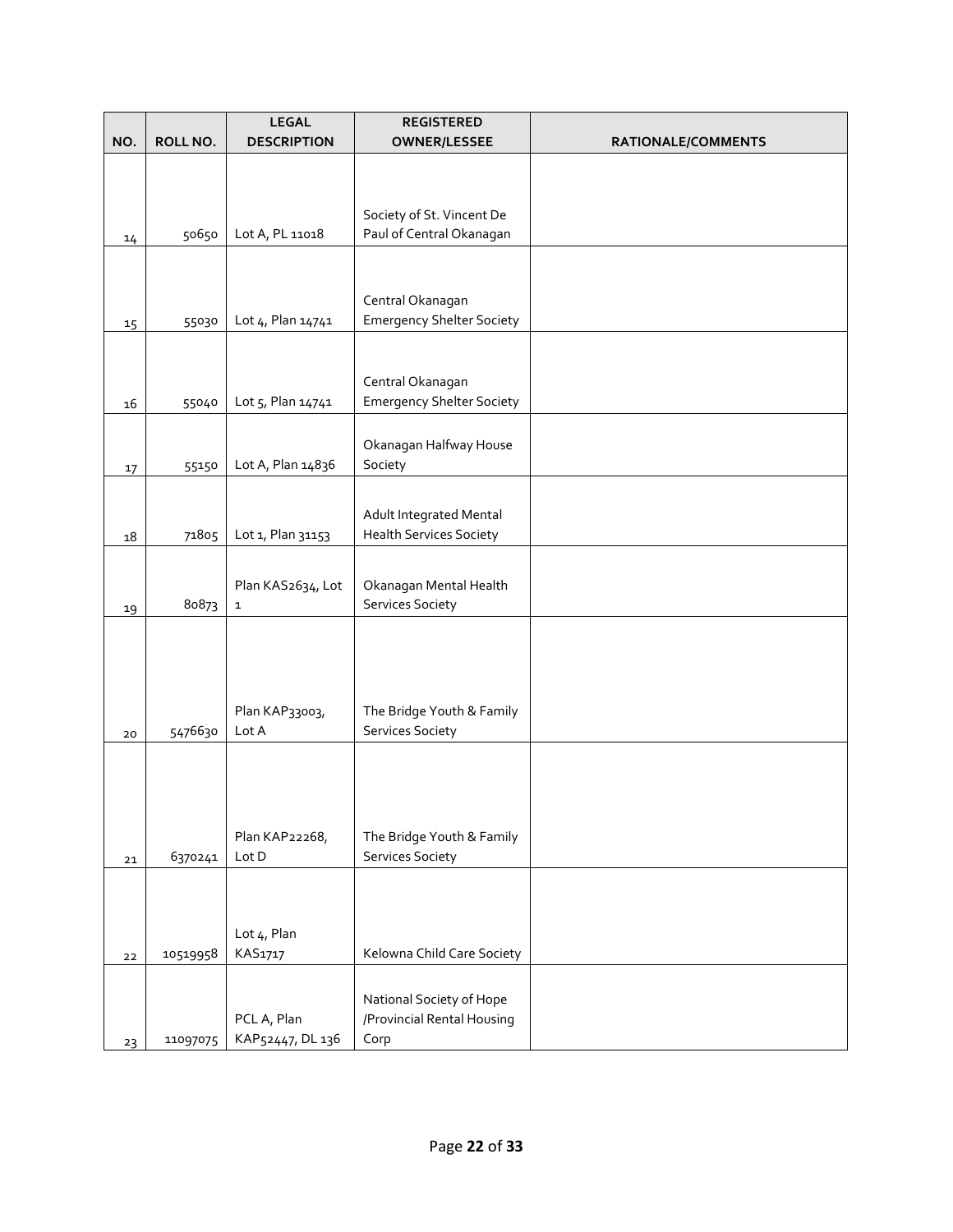| NO. | ROLL NO. | LEGAL DESCRIPTION | REGISTERED OWNER/LESSEE | RATIONALE/COMMENTS |
|---|---|---|---|---|
| 14 | 50650 | Lot A, PL 11018 | Society of St. Vincent De Paul of Central Okanagan | |
| 15 | 55030 | Lot 4, Plan 14741 | Central Okanagan Emergency Shelter Society | |
| 16 | 55040 | Lot 5, Plan 14741 | Central Okanagan Emergency Shelter Society | |
| 17 | 55150 | Lot A, Plan 14836 | Okanagan Halfway House Society | |
| 18 | 71805 | Lot 1, Plan 31153 | Adult Integrated Mental Health Services Society | |
| 19 | 80873 | Plan KAS2634, Lot 1 | Okanagan Mental Health Services Society | |
| 20 | 5476630 | Plan KAP33003, Lot A | The Bridge Youth & Family Services Society | |
| 21 | 6370241 | Plan KAP22268, Lot D | The Bridge Youth & Family Services Society | |
| 22 | 10519958 | Lot 4, Plan KAS1717 | Kelowna Child Care Society | |
| 23 | 11097075 | PCL A, Plan KAP52447, DL 136 | National Society of Hope /Provincial Rental Housing Corp | |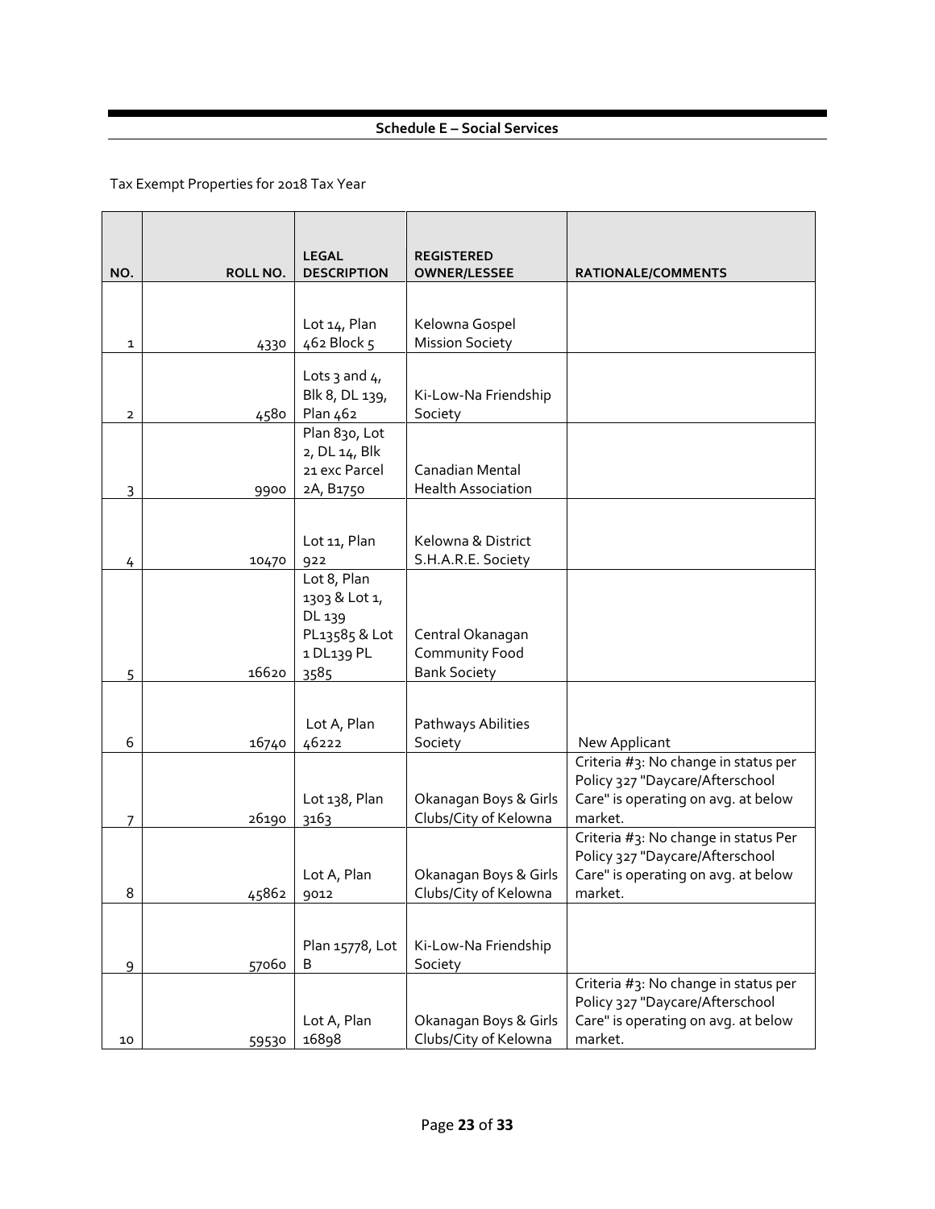## Schedule E – Social Services

Tax Exempt Properties for 2018 Tax Year

| NO. | ROLL NO. | LEGAL DESCRIPTION | REGISTERED OWNER/LESSEE | RATIONALE/COMMENTS |
|---|---|---|---|---|
| 1 | 4330 | Lot 14, Plan 462 Block 5 | Kelowna Gospel Mission Society | |
| 2 | 4580 | Lots 3 and 4, Blk 8, DL 139, Plan 462 | Ki-Low-Na Friendship Society | |
| 3 | 9900 | Plan 830, Lot 2, DL 14, Blk 21 exc Parcel 2A, B1750 | Canadian Mental Health Association | |
| 4 | 10470 | Lot 11, Plan 922 | Kelowna & District S.H.A.R.E. Society | |
| 5 | 16620 | Lot 8, Plan 1303 & Lot 1, DL 139 PL13585 & Lot 1 DL139 PL 3585 | Central Okanagan Community Food Bank Society | |
| 6 | 16740 | Lot A, Plan 46222 | Pathways Abilities Society | New Applicant |
| 7 | 26190 | Lot 138, Plan 3163 | Okanagan Boys & Girls Clubs/City of Kelowna | Criteria #3: No change in status per Policy 327 "Daycare/Afterschool Care" is operating on avg. at below market. |
| 8 | 45862 | Lot A, Plan 9012 | Okanagan Boys & Girls Clubs/City of Kelowna | Criteria #3: No change in status Per Policy 327 "Daycare/Afterschool Care" is operating on avg. at below market. |
| 9 | 57060 | Plan 15778, Lot B | Ki-Low-Na Friendship Society | |
| 10 | 59530 | Lot A, Plan 16898 | Okanagan Boys & Girls Clubs/City of Kelowna | Criteria #3: No change in status per Policy 327 "Daycare/Afterschool Care" is operating on avg. at below market. |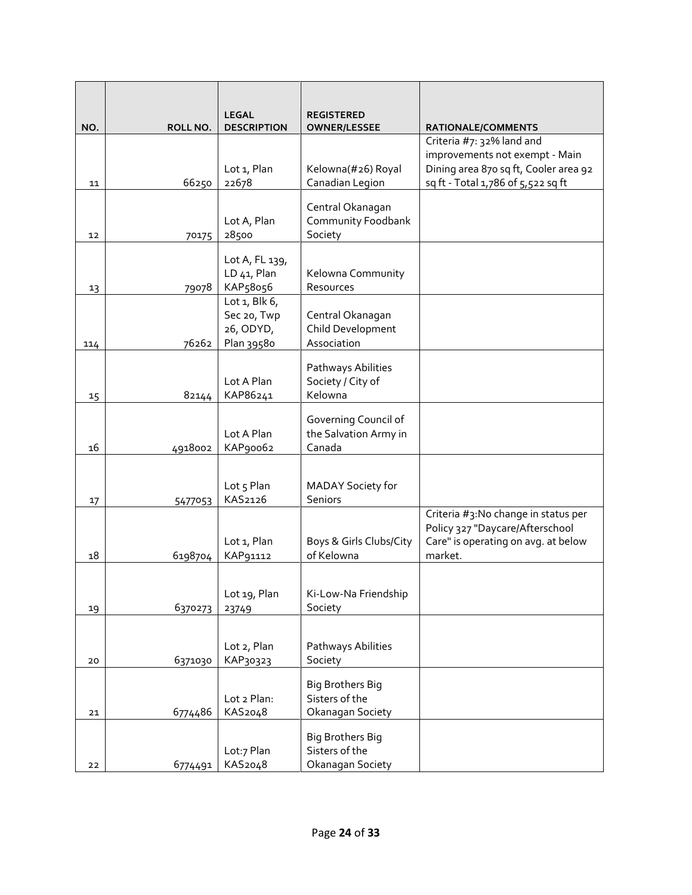| NO. | ROLL NO. | LEGAL DESCRIPTION | REGISTERED OWNER/LESSEE | RATIONALE/COMMENTS |
|---|---|---|---|---|
| 11 | 66250 | Lot 1, Plan 22678 | Kelowna(#26) Royal Canadian Legion | Criteria #7: 32% land and improvements not exempt - Main Dining area 870 sq ft, Cooler area 92 sq ft - Total 1,786 of 5,522 sq ft |
| 12 | 70175 | Lot A, Plan 28500 | Central Okanagan Community Foodbank Society | |
| 13 | 79078 | Lot A, FL 139, LD 41, Plan KAP58056 | Kelowna Community Resources | |
| 114 | 76262 | Lot 1, Blk 6, Sec 20, Twp 26, ODYD, Plan 39580 | Central Okanagan Child Development Association | |
| 15 | 82144 | Lot A Plan KAP86241 | Pathways Abilities Society / City of Kelowna | |
| 16 | 4918002 | Lot A Plan KAP90062 | Governing Council of the Salvation Army in Canada | |
| 17 | 5477053 | Lot 5 Plan KAS2126 | MADAY Society for Seniors | |
| 18 | 6198704 | Lot 1, Plan KAP91112 | Boys & Girls Clubs/City of Kelowna | Criteria #3:No change in status per Policy 327 "Daycare/Afterschool Care" is operating on avg. at below market. |
| 19 | 6370273 | Lot 19, Plan 23749 | Ki-Low-Na Friendship Society | |
| 20 | 6371030 | Lot 2, Plan KAP30323 | Pathways Abilities Society | |
| 21 | 6774486 | Lot 2 Plan: KAS2048 | Big Brothers Big Sisters of the Okanagan Society | |
| 22 | 6774491 | Lot:7 Plan KAS2048 | Big Brothers Big Sisters of the Okanagan Society | |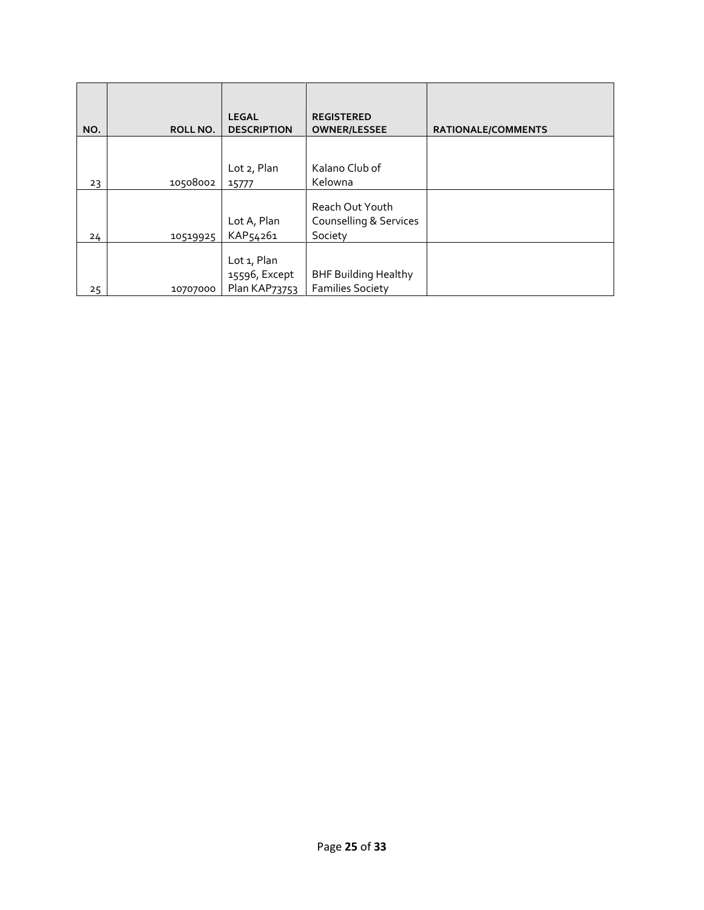| NO. | ROLL NO. | LEGAL DESCRIPTION | REGISTERED OWNER/LESSEE | RATIONALE/COMMENTS |
|---|---|---|---|---|
| 23 | 10508002 | Lot 2, Plan 15777 | Kalano Club of Kelowna | |
| 24 | 10519925 | Lot A, Plan KAP54261 | Reach Out Youth Counselling & Services Society | |
| 25 | 10707000 | Lot 1, Plan 15596, Except Plan KAP73753 | BHF Building Healthy Families Society | |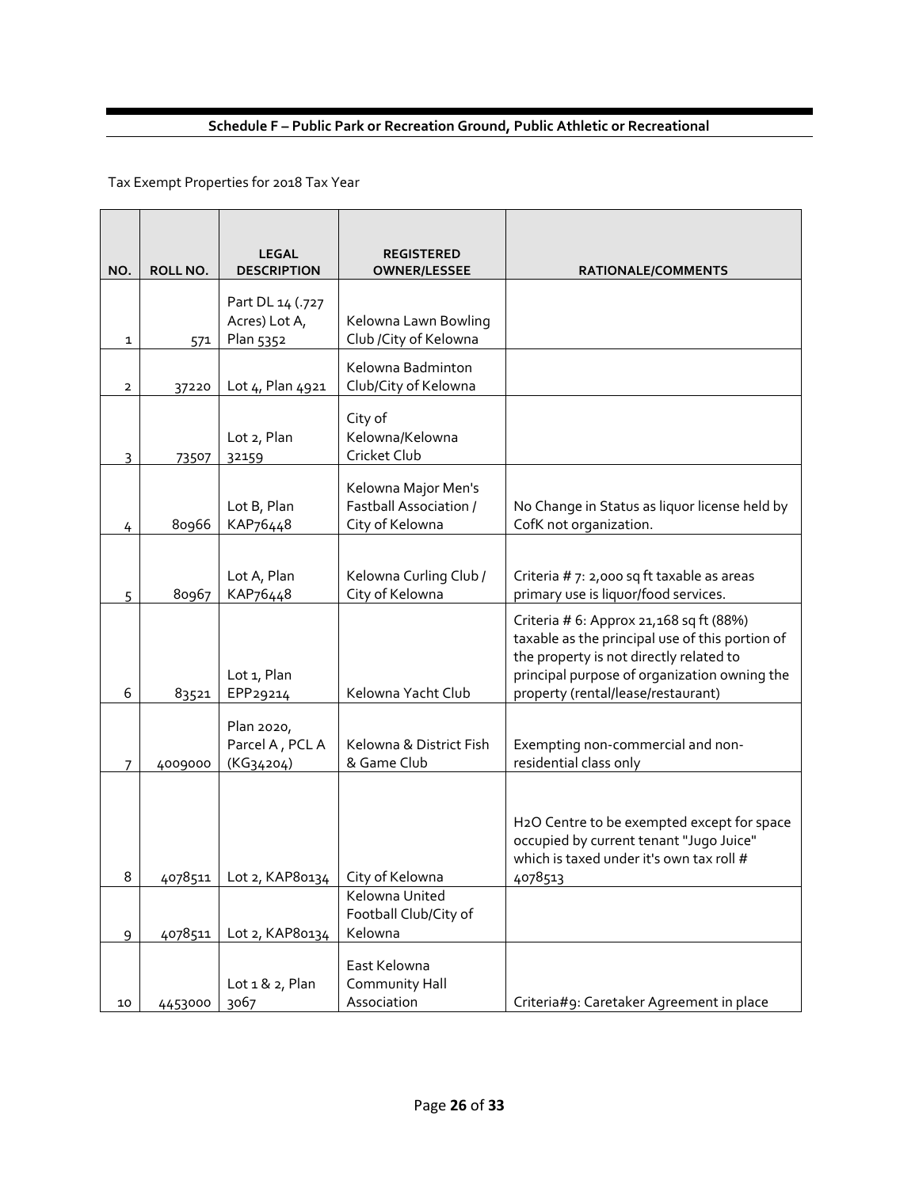## Schedule F – Public Park or Recreation Ground, Public Athletic or Recreational

Tax Exempt Properties for 2018 Tax Year

| NO. | ROLL NO. | LEGAL DESCRIPTION | REGISTERED OWNER/LESSEE | RATIONALE/COMMENTS |
|---|---|---|---|---|
| 1 | 571 | Part DL 14 (.727 Acres) Lot A, Plan 5352 | Kelowna Lawn Bowling Club /City of Kelowna | |
| 2 | 37220 | Lot 4, Plan 4921 | Kelowna Badminton Club/City of Kelowna | |
| 3 | 73507 | Lot 2, Plan 32159 | City of Kelowna/Kelowna Cricket Club | |
| 4 | 80966 | Lot B, Plan KAP76448 | Kelowna Major Men's Fastball Association / City of Kelowna | No Change in Status as liquor license held by CofK not organization. |
| 5 | 80967 | Lot A, Plan KAP76448 | Kelowna Curling Club / City of Kelowna | Criteria # 7: 2,000 sq ft taxable as areas primary use is liquor/food services. |
| 6 | 83521 | Lot 1, Plan EPP29214 | Kelowna Yacht Club | Criteria # 6: Approx 21,168 sq ft (88%) taxable as the principal use of this portion of the property is not directly related to principal purpose of organization owning the property (rental/lease/restaurant) |
| 7 | 4009000 | Plan 2020, Parcel A , PCL A (KG34204) | Kelowna & District Fish & Game Club | Exempting non-commercial and non-residential class only |
| 8 | 4078511 | Lot 2, KAP80134 | City of Kelowna | H2O Centre to be exempted except for space occupied by current tenant "Jugo Juice" which is taxed under it's own tax roll # 4078513 |
| 9 | 4078511 | Lot 2, KAP80134 | Kelowna United Football Club/City of Kelowna | |
| 10 | 4453000 | Lot 1 & 2, Plan 3067 | East Kelowna Community Hall Association | Criteria#9: Caretaker Agreement in place |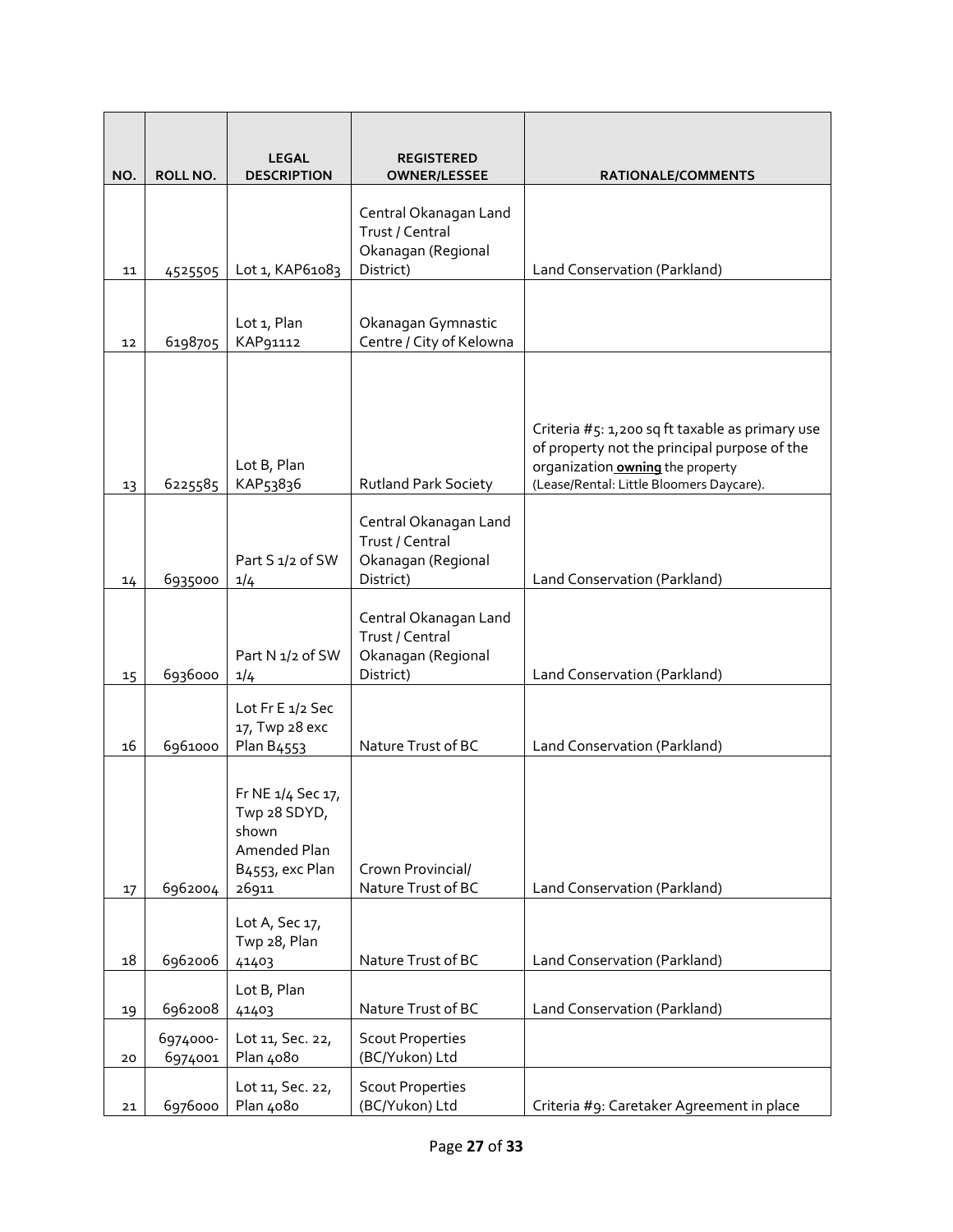| NO. | ROLL NO. | LEGAL DESCRIPTION | REGISTERED OWNER/LESSEE | RATIONALE/COMMENTS |
|---|---|---|---|---|
| 11 | 4525505 | Lot 1, KAP61083 | Central Okanagan Land Trust / Central Okanagan (Regional District) | Land Conservation (Parkland) |
| 12 | 6198705 | Lot 1, Plan KAP91112 | Okanagan Gymnastic Centre / City of Kelowna | |
| 13 | 6225585 | Lot B, Plan KAP53836 | Rutland Park Society | Criteria #5: 1,200 sq ft taxable as primary use of property not the principal purpose of the organization **owning** the property (Lease/Rental: Little Bloomers Daycare). |
| 14 | 6935000 | Part S 1/2 of SW 1/4 | Central Okanagan Land Trust / Central Okanagan (Regional District) | Land Conservation (Parkland) |
| 15 | 6936000 | Part N 1/2 of SW 1/4 | Central Okanagan Land Trust / Central Okanagan (Regional District) | Land Conservation (Parkland) |
| 16 | 6961000 | Lot Fr E 1/2 Sec 17, Twp 28 exc Plan B4553 | Nature Trust of BC | Land Conservation (Parkland) |
| 17 | 6962004 | Fr NE 1/4 Sec 17, Twp 28 SDYD, shown Amended Plan B4553, exc Plan 26911 | Crown Provincial/ Nature Trust of BC | Land Conservation (Parkland) |
| 18 | 6962006 | Lot A, Sec 17, Twp 28, Plan 41403 | Nature Trust of BC | Land Conservation (Parkland) |
| 19 | 6962008 | Lot B, Plan 41403 | Nature Trust of BC | Land Conservation (Parkland) |
| 20 | 6974000-6974001 | Lot 11, Sec. 22, Plan 4080 | Scout Properties (BC/Yukon) Ltd | |
| 21 | 6976000 | Lot 11, Sec. 22, Plan 4080 | Scout Properties (BC/Yukon) Ltd | Criteria #9: Caretaker Agreement in place |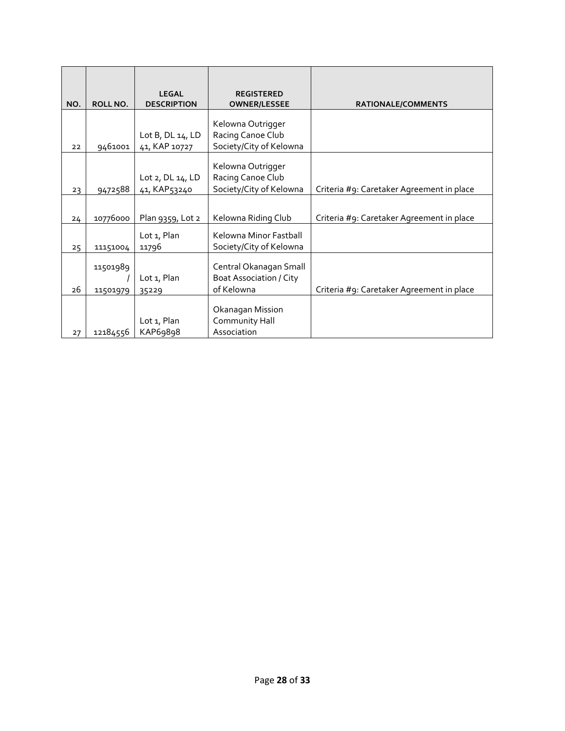| NO. | ROLL NO. | LEGAL DESCRIPTION | REGISTERED OWNER/LESSEE | RATIONALE/COMMENTS |
|---|---|---|---|---|
| 22 | 9461001 | Lot B, DL 14, LD 41, KAP 10727 | Kelowna Outrigger Racing Canoe Club Society/City of Kelowna | |
| 23 | 9472588 | Lot 2, DL 14, LD 41, KAP53240 | Kelowna Outrigger Racing Canoe Club Society/City of Kelowna | Criteria #9: Caretaker Agreement in place |
| 24 | 10776000 | Plan 9359, Lot 2 | Kelowna Riding Club | Criteria #9: Caretaker Agreement in place |
| 25 | 11151004 | Lot 1, Plan 11796 | Kelowna Minor Fastball Society/City of Kelowna | |
| 26 | 11501989 / 11501979 | Lot 1, Plan 35229 | Central Okanagan Small Boat Association / City of Kelowna | Criteria #9: Caretaker Agreement in place |
| 27 | 12184556 | Lot 1, Plan KAP69898 | Okanagan Mission Community Hall Association | |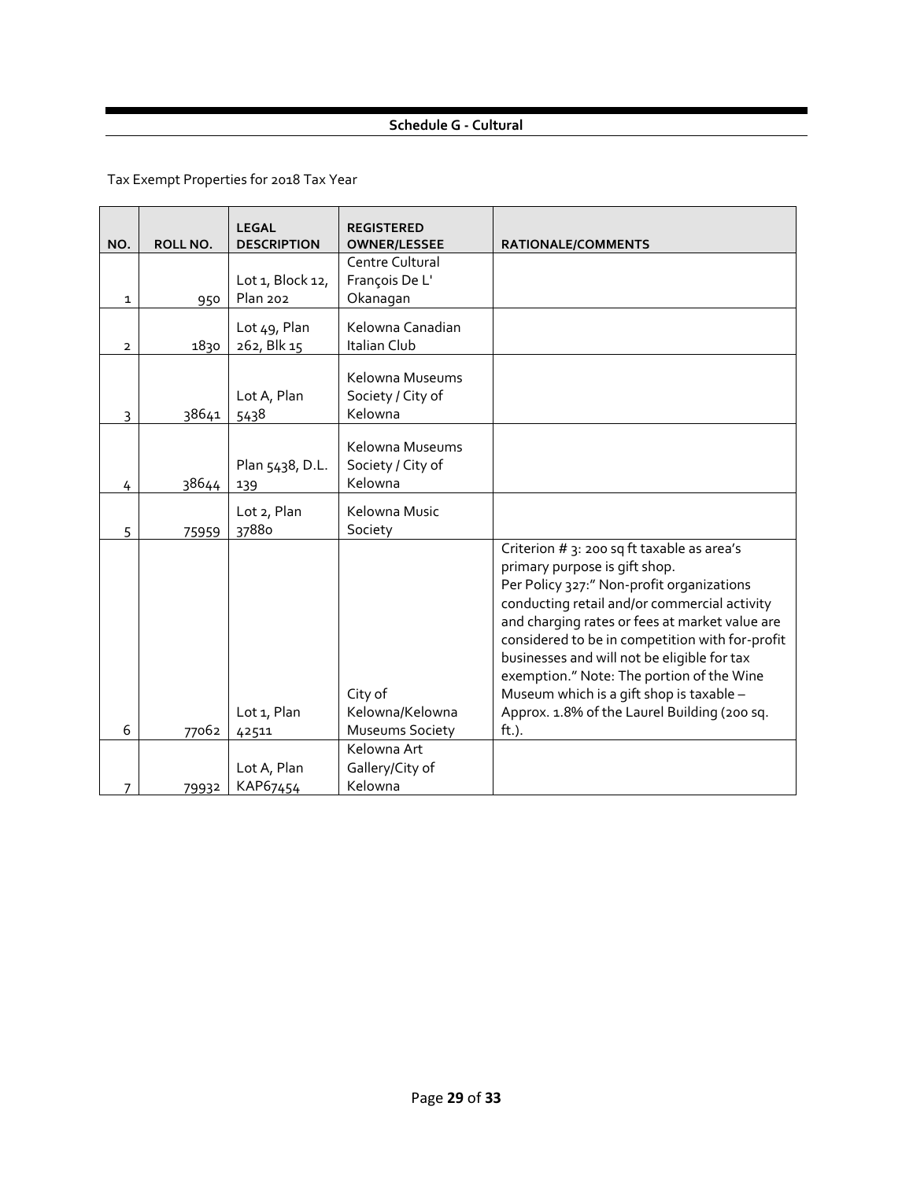## Schedule G - Cultural

Tax Exempt Properties for 2018 Tax Year

| NO. | ROLL NO. | LEGAL DESCRIPTION | REGISTERED OWNER/LESSEE | RATIONALE/COMMENTS |
|---|---|---|---|---|
| 1 | 950 | Lot 1, Block 12, Plan 202 | Centre Cultural François De L' Okanagan | |
| 2 | 1830 | Lot 49, Plan 262, Blk 15 | Kelowna Canadian Italian Club | |
| 3 | 38641 | Lot A, Plan 5438 | Kelowna Museums Society / City of Kelowna | |
| 4 | 38644 | Plan 5438, D.L. 139 | Kelowna Museums Society / City of Kelowna | |
| 5 | 75959 | Lot 2, Plan 37880 | Kelowna Music Society | |
| 6 | 77062 | Lot 1, Plan 42511 | City of Kelowna/Kelowna Museums Society | Criterion # 3: 200 sq ft taxable as area's primary purpose is gift shop. Per Policy 327:" Non-profit organizations conducting retail and/or commercial activity and charging rates or fees at market value are considered to be in competition with for-profit businesses and will not be eligible for tax exemption." Note: The portion of the Wine Museum which is a gift shop is taxable – Approx. 1.8% of the Laurel Building (200 sq. ft.). |
| 7 | 79932 | Lot A, Plan KAP67454 | Kelowna Art Gallery/City of Kelowna | |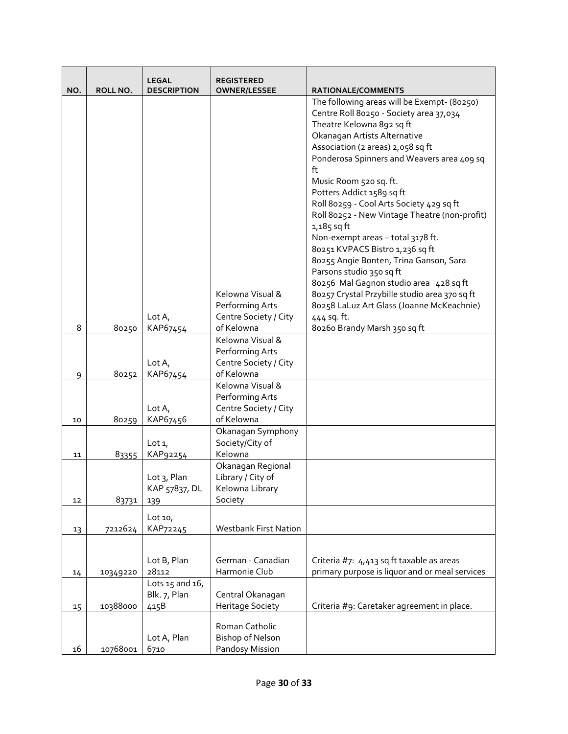| NO. | ROLL NO. | LEGAL DESCRIPTION | REGISTERED OWNER/LESSEE | RATIONALE/COMMENTS |
|---|---|---|---|---|
| 8 | 80250 | Lot A, KAP67454 | Kelowna Visual & Performing Arts Centre Society / City of Kelowna | The following areas will be Exempt- (80250)<br>Centre Roll 80250 - Society area 37,034<br>Theatre Kelowna 892 sq ft<br>Okanagan Artists Alternative Association (2 areas) 2,058 sq ft<br>Ponderosa Spinners and Weavers area 409 sq ft<br>Music Room 520 sq. ft.<br>Potters Addict 1589 sq ft<br>Roll 80259 - Cool Arts Society 429 sq ft<br>Roll 80252 - New Vintage Theatre (non-profit) 1,185 sq ft<br>Non-exempt areas – total 3178 ft.<br>80251 KVPACS Bistro 1,236 sq ft<br>80255 Angie Bonten, Trina Ganson, Sara Parsons studio 350 sq ft<br>80256 Mal Gagnon studio area 428 sq ft<br>80257 Crystal Przybille studio area 370 sq ft<br>80258 LaLuz Art Glass (Joanne McKeachnie) 444 sq. ft.<br>80260 Brandy Marsh 350 sq ft |
| 9 | 80252 | Lot A, KAP67454 | Kelowna Visual & Performing Arts Centre Society / City of Kelowna | |
| 10 | 80259 | Lot A, KAP67456 | Kelowna Visual & Performing Arts Centre Society / City of Kelowna | |
| 11 | 83355 | Lot 1, KAP92254 | Okanagan Symphony Society/City of Kelowna | |
| 12 | 83731 | Lot 3, Plan KAP 57837, DL 139 | Okanagan Regional Library / City of Kelowna Library Society | |
| 13 | 7212624 | Lot 10, KAP72245 | Westbank First Nation | |
| 14 | 10349220 | Lot B, Plan 28112 | German - Canadian Harmonie Club | Criteria #7: 4,413 sq ft taxable as areas primary purpose is liquor and or meal services |
| 15 | 10388000 | Lots 15 and 16, Blk. 7, Plan 415B | Central Okanagan Heritage Society | Criteria #9: Caretaker agreement in place. |
| 16 | 10768001 | Lot A, Plan 6710 | Roman Catholic Bishop of Nelson Pandosy Mission | |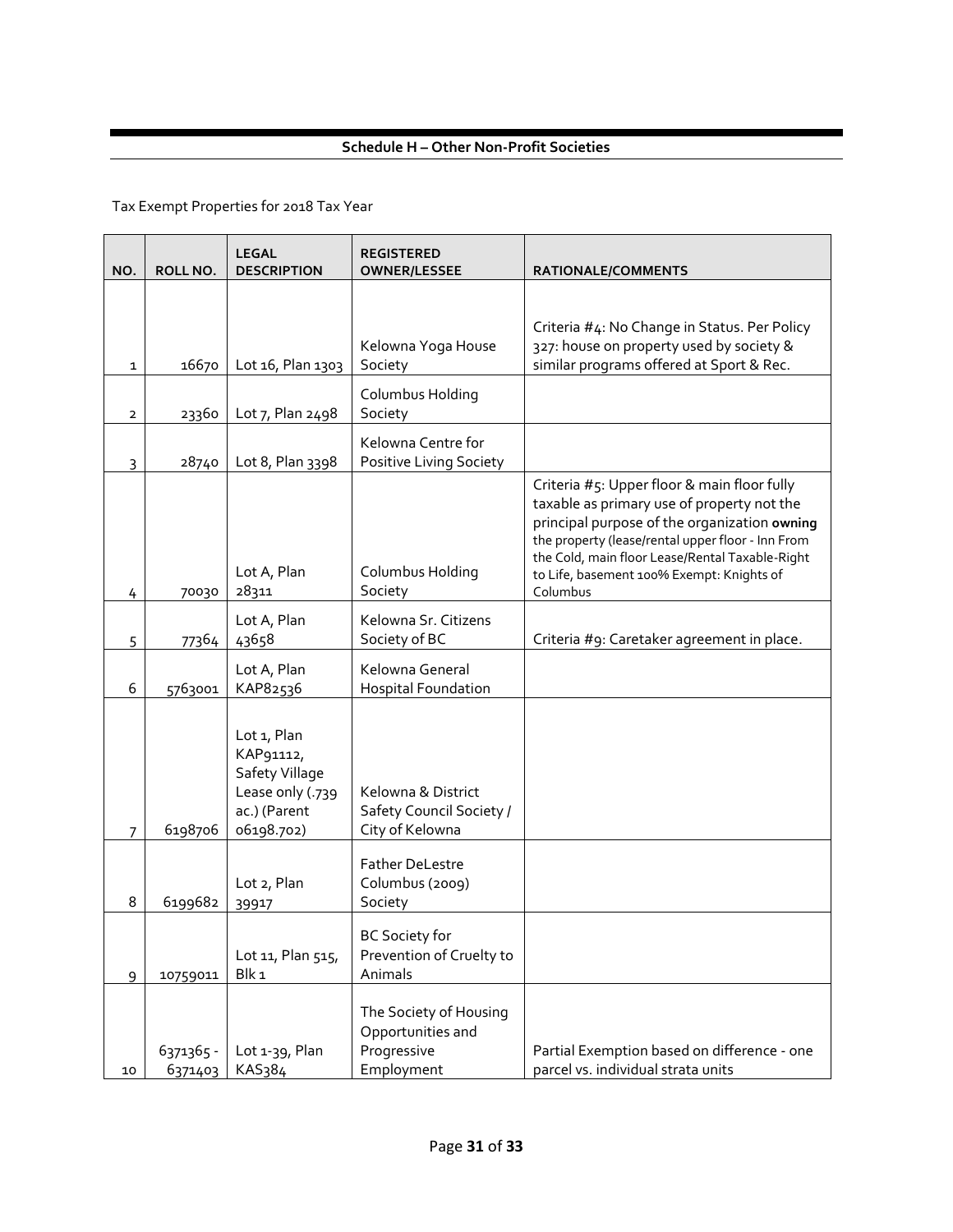## Schedule H – Other Non-Profit Societies

Tax Exempt Properties for 2018 Tax Year

| NO. | ROLL NO. | LEGAL DESCRIPTION | REGISTERED OWNER/LESSEE | RATIONALE/COMMENTS |
|---|---|---|---|---|
| 1 | 16670 | Lot 16, Plan 1303 | Kelowna Yoga House Society | Criteria #4: No Change in Status. Per Policy 327: house on property used by society & similar programs offered at Sport & Rec. |
| 2 | 23360 | Lot 7, Plan 2498 | Columbus Holding Society | |
| 3 | 28740 | Lot 8, Plan 3398 | Kelowna Centre for Positive Living Society | |
| 4 | 70030 | Lot A, Plan 28311 | Columbus Holding Society | Criteria #5: Upper floor & main floor fully taxable as primary use of property not the principal purpose of the organization **owning** the property (lease/rental upper floor - Inn From the Cold, main floor Lease/Rental Taxable-Right to Life, basement 100% Exempt: Knights of Columbus |
| 5 | 77364 | Lot A, Plan 43658 | Kelowna Sr. Citizens Society of BC | Criteria #9: Caretaker agreement in place. |
| 6 | 5763001 | Lot A, Plan KAP82536 | Kelowna General Hospital Foundation | |
| 7 | 6198706 | Lot 1, Plan KAP91112, Safety Village Lease only (.739 ac.) (Parent 06198.702) | Kelowna & District Safety Council Society / City of Kelowna | |
| 8 | 6199682 | Lot 2, Plan 39917 | Father DeLestre Columbus (2009) Society | |
| 9 | 10759011 | Lot 11, Plan 515, Blk 1 | BC Society for Prevention of Cruelty to Animals | |
| 10 | 6371365 - 6371403 | Lot 1-39, Plan KAS384 | The Society of Housing Opportunities and Progressive Employment | Partial Exemption based on difference - one parcel vs. individual strata units |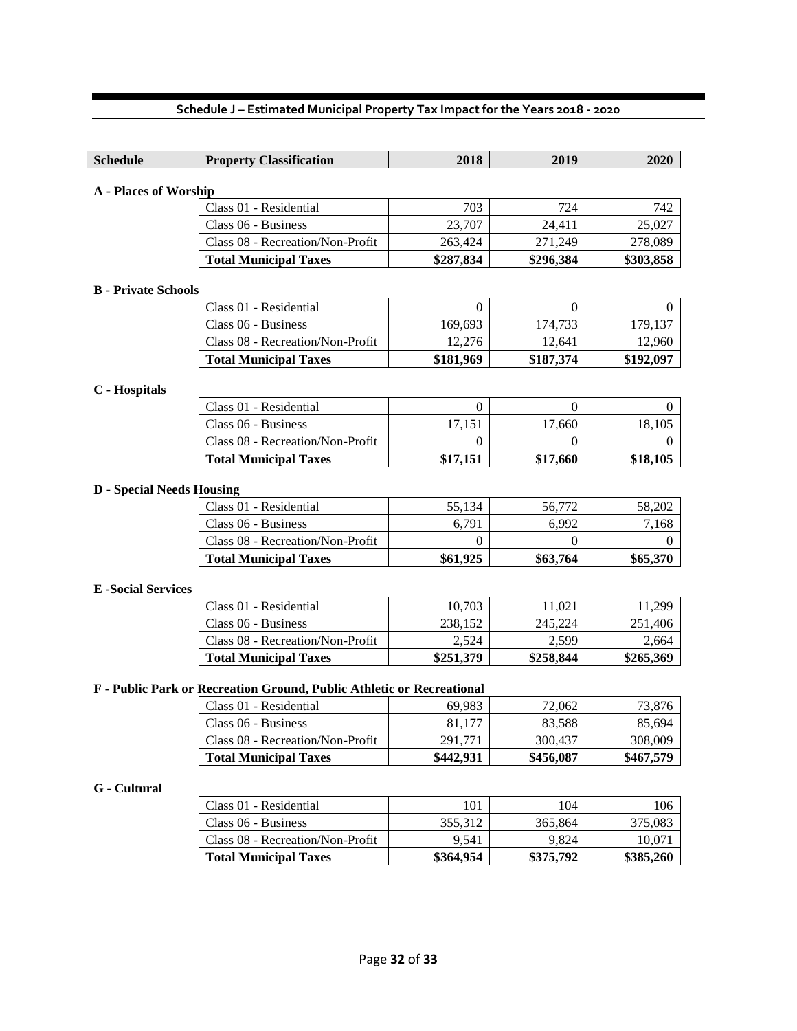## Schedule J – Estimated Municipal Property Tax Impact for the Years 2018 - 2020

| Schedule | Property Classification | 2018 | 2019 | 2020 |
|---|---|---|---|---|
| **A - Places of Worship** | | | | |
| | Class 01 - Residential | 703 | 724 | 742 |
| | Class 06 - Business | 23,707 | 24,411 | 25,027 |
| | Class 08 - Recreation/Non-Profit | 263,424 | 271,249 | 278,089 |
| | **Total Municipal Taxes** | **$287,834** | **$296,384** | **$303,858** |
| **B - Private Schools** | | | | |
| | Class 01 - Residential | 0 | 0 | 0 |
| | Class 06 - Business | 169,693 | 174,733 | 179,137 |
| | Class 08 - Recreation/Non-Profit | 12,276 | 12,641 | 12,960 |
| | **Total Municipal Taxes** | **$181,969** | **$187,374** | **$192,097** |
| **C - Hospitals** | | | | |
| | Class 01 - Residential | 0 | 0 | 0 |
| | Class 06 - Business | 17,151 | 17,660 | 18,105 |
| | Class 08 - Recreation/Non-Profit | 0 | 0 | 0 |
| | **Total Municipal Taxes** | **$17,151** | **$17,660** | **$18,105** |
| **D - Special Needs Housing** | | | | |
| | Class 01 - Residential | 55,134 | 56,772 | 58,202 |
| | Class 06 - Business | 6,791 | 6,992 | 7,168 |
| | Class 08 - Recreation/Non-Profit | 0 | 0 | 0 |
| | **Total Municipal Taxes** | **$61,925** | **$63,764** | **$65,370** |
| **E -Social Services** | | | | |
| | Class 01 - Residential | 10,703 | 11,021 | 11,299 |
| | Class 06 - Business | 238,152 | 245,224 | 251,406 |
| | Class 08 - Recreation/Non-Profit | 2,524 | 2,599 | 2,664 |
| | **Total Municipal Taxes** | **$251,379** | **$258,844** | **$265,369** |
| **F - Public Park or Recreation Ground, Public Athletic or Recreational** | | | | |
| | Class 01 - Residential | 69,983 | 72,062 | 73,876 |
| | Class 06 - Business | 81,177 | 83,588 | 85,694 |
| | Class 08 - Recreation/Non-Profit | 291,771 | 300,437 | 308,009 |
| | **Total Municipal Taxes** | **$442,931** | **$456,087** | **$467,579** |
| **G - Cultural** | | | | |
| | Class 01 - Residential | 101 | 104 | 106 |
| | Class 06 - Business | 355,312 | 365,864 | 375,083 |
| | Class 08 - Recreation/Non-Profit | 9,541 | 9,824 | 10,071 |
| | **Total Municipal Taxes** | **$364,954** | **$375,792** | **$385,260** |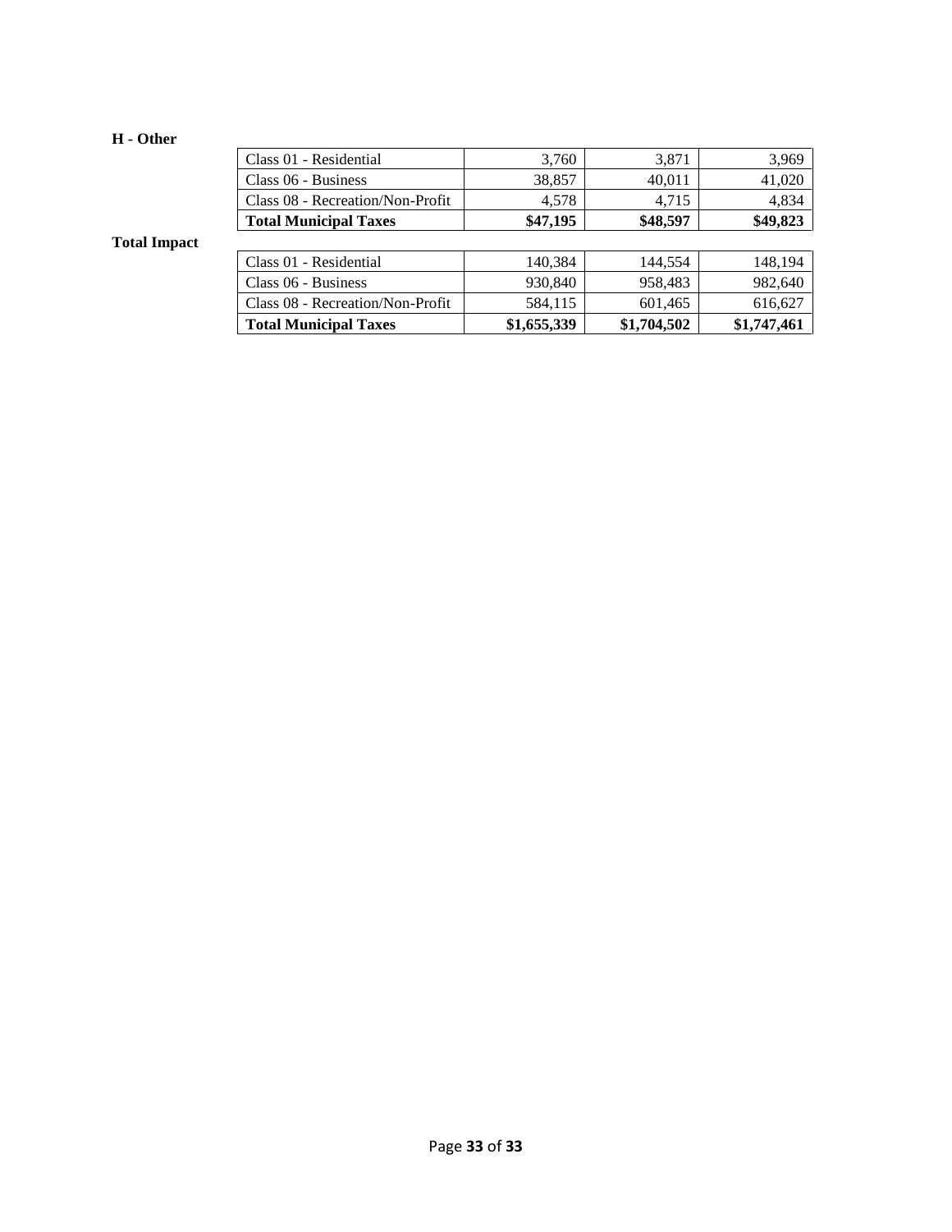**H - Other**

| | | | |
|---|---|---|---|
| Class 01 - Residential | 3,760 | 3,871 | 3,969 |
| Class 06 - Business | 38,857 | 40,011 | 41,020 |
| Class 08 - Recreation/Non-Profit | 4,578 | 4,715 | 4,834 |
| **Total Municipal Taxes** | **$47,195** | **$48,597** | **$49,823** |

**Total Impact**

| | | | |
|---|---|---|---|
| Class 01 - Residential | 140,384 | 144,554 | 148,194 |
| Class 06 - Business | 930,840 | 958,483 | 982,640 |
| Class 08 - Recreation/Non-Profit | 584,115 | 601,465 | 616,627 |
| **Total Municipal Taxes** | **$1,655,339** | **$1,704,502** | **$1,747,461** |